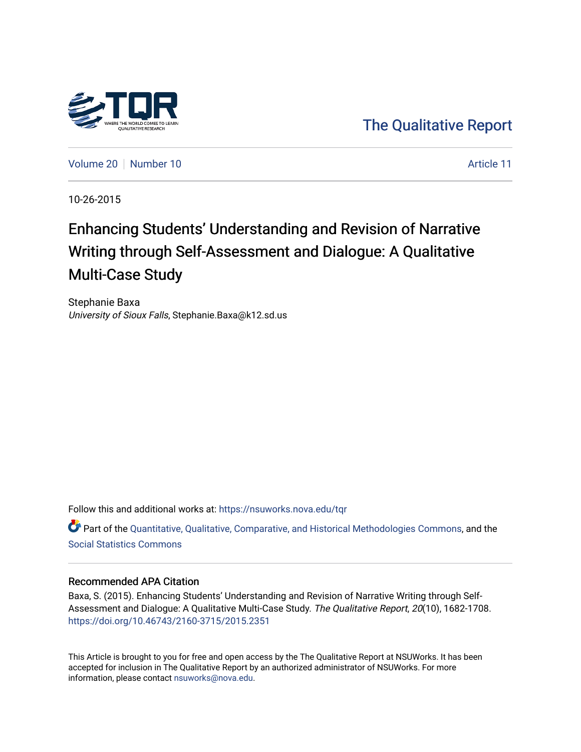The Qualitative Report

Volume 20 | Number 10 | Article 11

10-26-2015

# Enhancing Students' Understanding and Revision of Narrative Writing through Self-Assessment and Dialogue: A Qualitative Multi-Case Study

Stephanie Baxa
*University of Sioux Falls*, Stephanie.Baxa@k12.sd.us

Follow this and additional works at: https://nsuworks.nova.edu/tqr

Part of the Quantitative, Qualitative, Comparative, and Historical Methodologies Commons, and the Social Statistics Commons

## Recommended APA Citation

Baxa, S. (2015). Enhancing Students' Understanding and Revision of Narrative Writing through Self-Assessment and Dialogue: A Qualitative Multi-Case Study. *The Qualitative Report*, *20*(10), 1682-1708. https://doi.org/10.46743/2160-3715/2015.2351

This Article is brought to you for free and open access by the The Qualitative Report at NSUWorks. It has been accepted for inclusion in The Qualitative Report by an authorized administrator of NSUWorks. For more information, please contact nsuworks@nova.edu.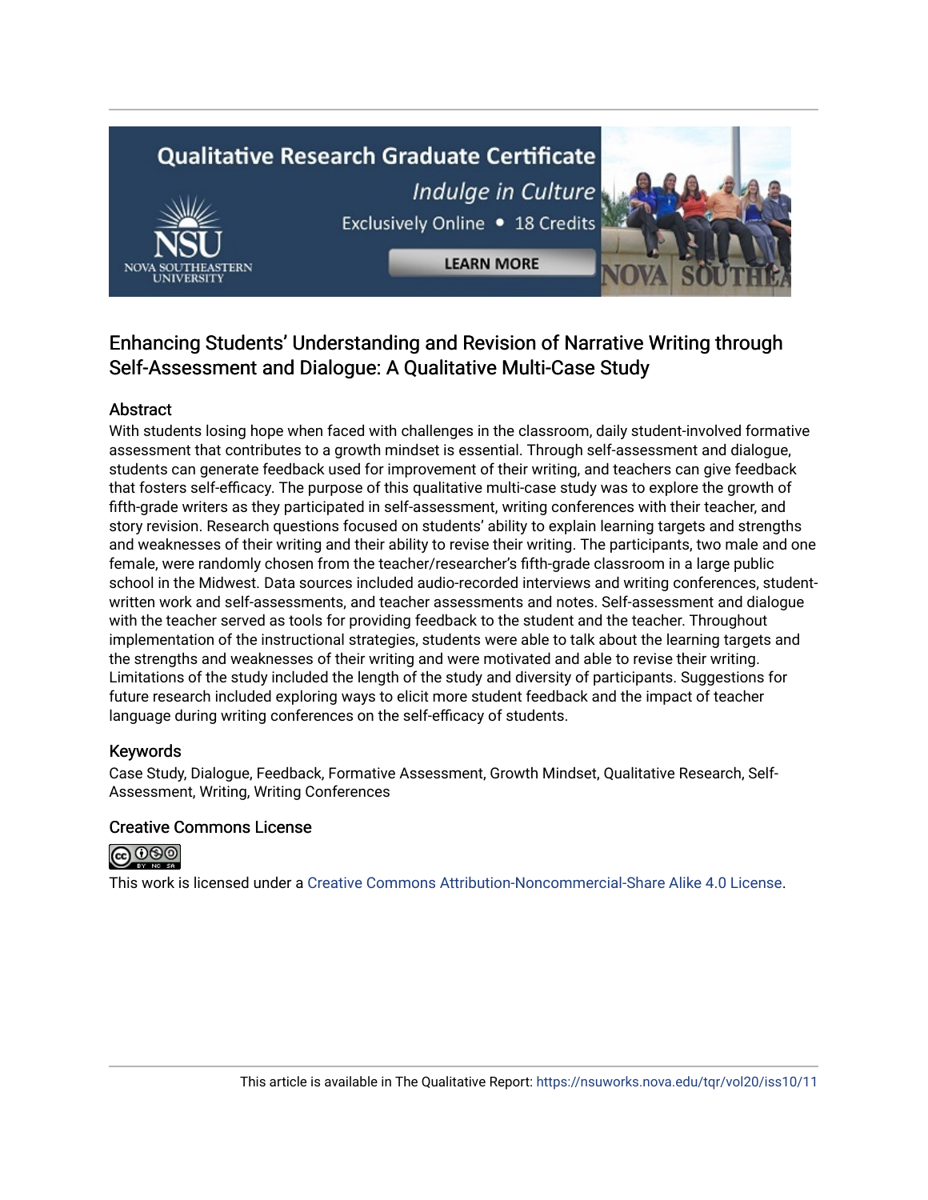## Enhancing Students' Understanding and Revision of Narrative Writing through Self-Assessment and Dialogue: A Qualitative Multi-Case Study

### Abstract

With students losing hope when faced with challenges in the classroom, daily student-involved formative assessment that contributes to a growth mindset is essential. Through self-assessment and dialogue, students can generate feedback used for improvement of their writing, and teachers can give feedback that fosters self-efficacy. The purpose of this qualitative multi-case study was to explore the growth of fifth-grade writers as they participated in self-assessment, writing conferences with their teacher, and story revision. Research questions focused on students' ability to explain learning targets and strengths and weaknesses of their writing and their ability to revise their writing. The participants, two male and one female, were randomly chosen from the teacher/researcher's fifth-grade classroom in a large public school in the Midwest. Data sources included audio-recorded interviews and writing conferences, student-written work and self-assessments, and teacher assessments and notes. Self-assessment and dialogue with the teacher served as tools for providing feedback to the student and the teacher. Throughout implementation of the instructional strategies, students were able to talk about the learning targets and the strengths and weaknesses of their writing and were motivated and able to revise their writing. Limitations of the study included the length of the study and diversity of participants. Suggestions for future research included exploring ways to elicit more student feedback and the impact of teacher language during writing conferences on the self-efficacy of students.

### Keywords

Case Study, Dialogue, Feedback, Formative Assessment, Growth Mindset, Qualitative Research, Self-Assessment, Writing, Writing Conferences

### Creative Commons License

This work is licensed under a Creative Commons Attribution-Noncommercial-Share Alike 4.0 License.

This article is available in The Qualitative Report: https://nsuworks.nova.edu/tqr/vol20/iss10/11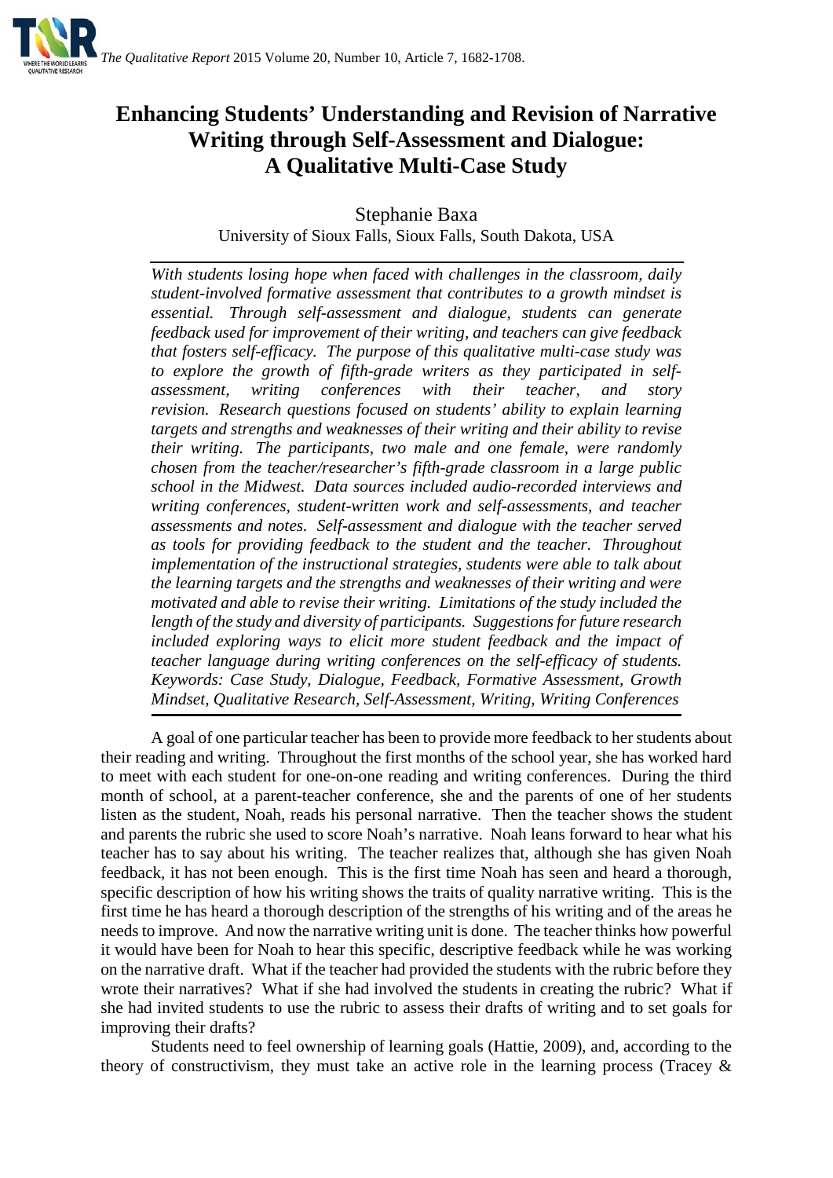# Enhancing Students' Understanding and Revision of Narrative Writing through Self-Assessment and Dialogue: A Qualitative Multi-Case Study

Stephanie Baxa

University of Sioux Falls, Sioux Falls, South Dakota, USA

*With students losing hope when faced with challenges in the classroom, daily student-involved formative assessment that contributes to a growth mindset is essential. Through self-assessment and dialogue, students can generate feedback used for improvement of their writing, and teachers can give feedback that fosters self-efficacy. The purpose of this qualitative multi-case study was to explore the growth of fifth-grade writers as they participated in self-assessment, writing conferences with their teacher, and story revision. Research questions focused on students' ability to explain learning targets and strengths and weaknesses of their writing and their ability to revise their writing. The participants, two male and one female, were randomly chosen from the teacher/researcher's fifth-grade classroom in a large public school in the Midwest. Data sources included audio-recorded interviews and writing conferences, student-written work and self-assessments, and teacher assessments and notes. Self-assessment and dialogue with the teacher served as tools for providing feedback to the student and the teacher. Throughout implementation of the instructional strategies, students were able to talk about the learning targets and the strengths and weaknesses of their writing and were motivated and able to revise their writing. Limitations of the study included the length of the study and diversity of participants. Suggestions for future research included exploring ways to elicit more student feedback and the impact of teacher language during writing conferences on the self-efficacy of students. Keywords: Case Study, Dialogue, Feedback, Formative Assessment, Growth Mindset, Qualitative Research, Self-Assessment, Writing, Writing Conferences*

A goal of one particular teacher has been to provide more feedback to her students about their reading and writing. Throughout the first months of the school year, she has worked hard to meet with each student for one-on-one reading and writing conferences. During the third month of school, at a parent-teacher conference, she and the parents of one of her students listen as the student, Noah, reads his personal narrative. Then the teacher shows the student and parents the rubric she used to score Noah's narrative. Noah leans forward to hear what his teacher has to say about his writing. The teacher realizes that, although she has given Noah feedback, it has not been enough. This is the first time Noah has seen and heard a thorough, specific description of how his writing shows the traits of quality narrative writing. This is the first time he has heard a thorough description of the strengths of his writing and of the areas he needs to improve. And now the narrative writing unit is done. The teacher thinks how powerful it would have been for Noah to hear this specific, descriptive feedback while he was working on the narrative draft. What if the teacher had provided the students with the rubric before they wrote their narratives? What if she had involved the students in creating the rubric? What if she had invited students to use the rubric to assess their drafts of writing and to set goals for improving their drafts?

Students need to feel ownership of learning goals (Hattie, 2009), and, according to the theory of constructivism, they must take an active role in the learning process (Tracey &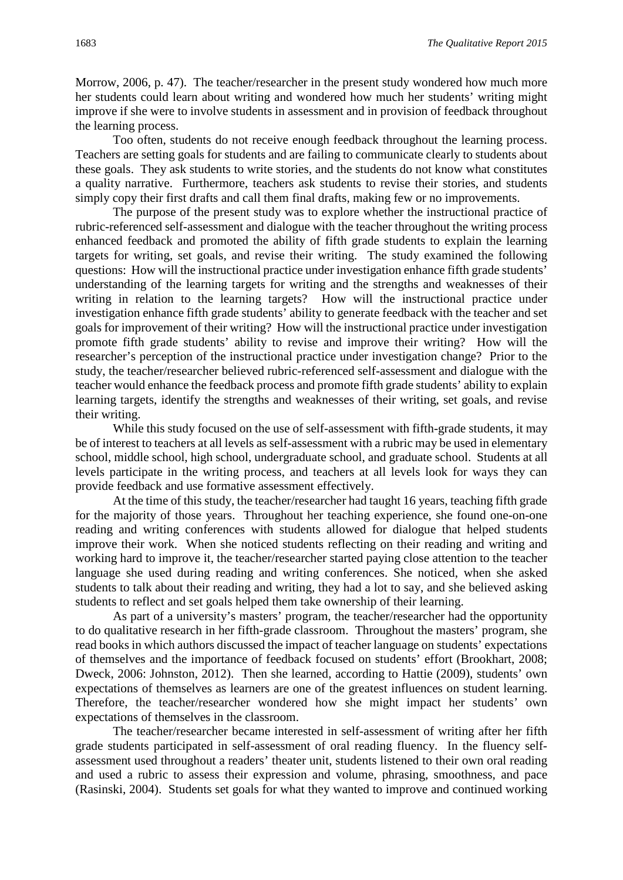Morrow, 2006, p. 47). The teacher/researcher in the present study wondered how much more her students could learn about writing and wondered how much her students' writing might improve if she were to involve students in assessment and in provision of feedback throughout the learning process.

Too often, students do not receive enough feedback throughout the learning process. Teachers are setting goals for students and are failing to communicate clearly to students about these goals. They ask students to write stories, and the students do not know what constitutes a quality narrative. Furthermore, teachers ask students to revise their stories, and students simply copy their first drafts and call them final drafts, making few or no improvements.

The purpose of the present study was to explore whether the instructional practice of rubric-referenced self-assessment and dialogue with the teacher throughout the writing process enhanced feedback and promoted the ability of fifth grade students to explain the learning targets for writing, set goals, and revise their writing. The study examined the following questions: How will the instructional practice under investigation enhance fifth grade students' understanding of the learning targets for writing and the strengths and weaknesses of their writing in relation to the learning targets? How will the instructional practice under investigation enhance fifth grade students' ability to generate feedback with the teacher and set goals for improvement of their writing? How will the instructional practice under investigation promote fifth grade students' ability to revise and improve their writing? How will the researcher's perception of the instructional practice under investigation change? Prior to the study, the teacher/researcher believed rubric-referenced self-assessment and dialogue with the teacher would enhance the feedback process and promote fifth grade students' ability to explain learning targets, identify the strengths and weaknesses of their writing, set goals, and revise their writing.

While this study focused on the use of self-assessment with fifth-grade students, it may be of interest to teachers at all levels as self-assessment with a rubric may be used in elementary school, middle school, high school, undergraduate school, and graduate school. Students at all levels participate in the writing process, and teachers at all levels look for ways they can provide feedback and use formative assessment effectively.

At the time of this study, the teacher/researcher had taught 16 years, teaching fifth grade for the majority of those years. Throughout her teaching experience, she found one-on-one reading and writing conferences with students allowed for dialogue that helped students improve their work. When she noticed students reflecting on their reading and writing and working hard to improve it, the teacher/researcher started paying close attention to the teacher language she used during reading and writing conferences. She noticed, when she asked students to talk about their reading and writing, they had a lot to say, and she believed asking students to reflect and set goals helped them take ownership of their learning.

As part of a university's masters' program, the teacher/researcher had the opportunity to do qualitative research in her fifth-grade classroom. Throughout the masters' program, she read books in which authors discussed the impact of teacher language on students' expectations of themselves and the importance of feedback focused on students' effort (Brookhart, 2008; Dweck, 2006: Johnston, 2012). Then she learned, according to Hattie (2009), students' own expectations of themselves as learners are one of the greatest influences on student learning. Therefore, the teacher/researcher wondered how she might impact her students' own expectations of themselves in the classroom.

The teacher/researcher became interested in self-assessment of writing after her fifth grade students participated in self-assessment of oral reading fluency. In the fluency self-assessment used throughout a readers' theater unit, students listened to their own oral reading and used a rubric to assess their expression and volume, phrasing, smoothness, and pace (Rasinski, 2004). Students set goals for what they wanted to improve and continued working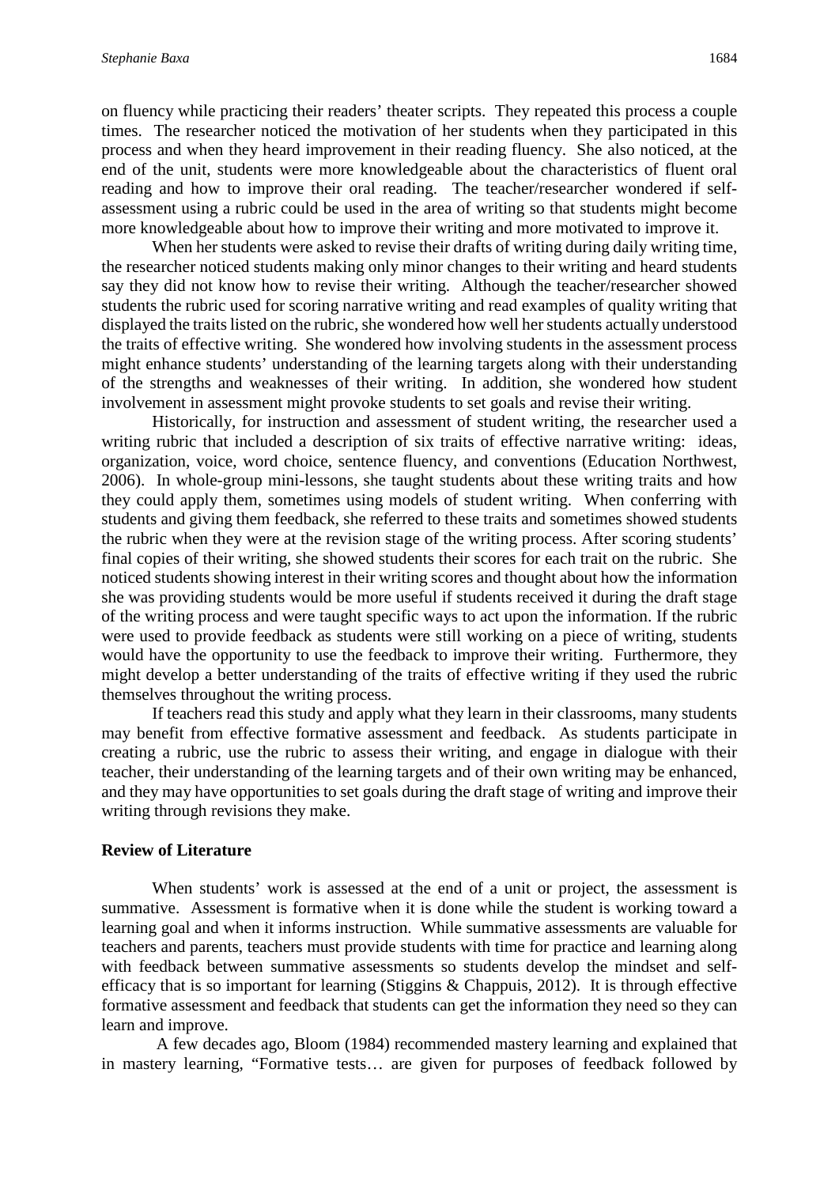on fluency while practicing their readers' theater scripts. They repeated this process a couple times. The researcher noticed the motivation of her students when they participated in this process and when they heard improvement in their reading fluency. She also noticed, at the end of the unit, students were more knowledgeable about the characteristics of fluent oral reading and how to improve their oral reading. The teacher/researcher wondered if self-assessment using a rubric could be used in the area of writing so that students might become more knowledgeable about how to improve their writing and more motivated to improve it.

When her students were asked to revise their drafts of writing during daily writing time, the researcher noticed students making only minor changes to their writing and heard students say they did not know how to revise their writing. Although the teacher/researcher showed students the rubric used for scoring narrative writing and read examples of quality writing that displayed the traits listed on the rubric, she wondered how well her students actually understood the traits of effective writing. She wondered how involving students in the assessment process might enhance students' understanding of the learning targets along with their understanding of the strengths and weaknesses of their writing. In addition, she wondered how student involvement in assessment might provoke students to set goals and revise their writing.

Historically, for instruction and assessment of student writing, the researcher used a writing rubric that included a description of six traits of effective narrative writing: ideas, organization, voice, word choice, sentence fluency, and conventions (Education Northwest, 2006). In whole-group mini-lessons, she taught students about these writing traits and how they could apply them, sometimes using models of student writing. When conferring with students and giving them feedback, she referred to these traits and sometimes showed students the rubric when they were at the revision stage of the writing process. After scoring students' final copies of their writing, she showed students their scores for each trait on the rubric. She noticed students showing interest in their writing scores and thought about how the information she was providing students would be more useful if students received it during the draft stage of the writing process and were taught specific ways to act upon the information. If the rubric were used to provide feedback as students were still working on a piece of writing, students would have the opportunity to use the feedback to improve their writing. Furthermore, they might develop a better understanding of the traits of effective writing if they used the rubric themselves throughout the writing process.

If teachers read this study and apply what they learn in their classrooms, many students may benefit from effective formative assessment and feedback. As students participate in creating a rubric, use the rubric to assess their writing, and engage in dialogue with their teacher, their understanding of the learning targets and of their own writing may be enhanced, and they may have opportunities to set goals during the draft stage of writing and improve their writing through revisions they make.

## Review of Literature

When students' work is assessed at the end of a unit or project, the assessment is summative. Assessment is formative when it is done while the student is working toward a learning goal and when it informs instruction. While summative assessments are valuable for teachers and parents, teachers must provide students with time for practice and learning along with feedback between summative assessments so students develop the mindset and self-efficacy that is so important for learning (Stiggins & Chappuis, 2012). It is through effective formative assessment and feedback that students can get the information they need so they can learn and improve.

A few decades ago, Bloom (1984) recommended mastery learning and explained that in mastery learning, "Formative tests… are given for purposes of feedback followed by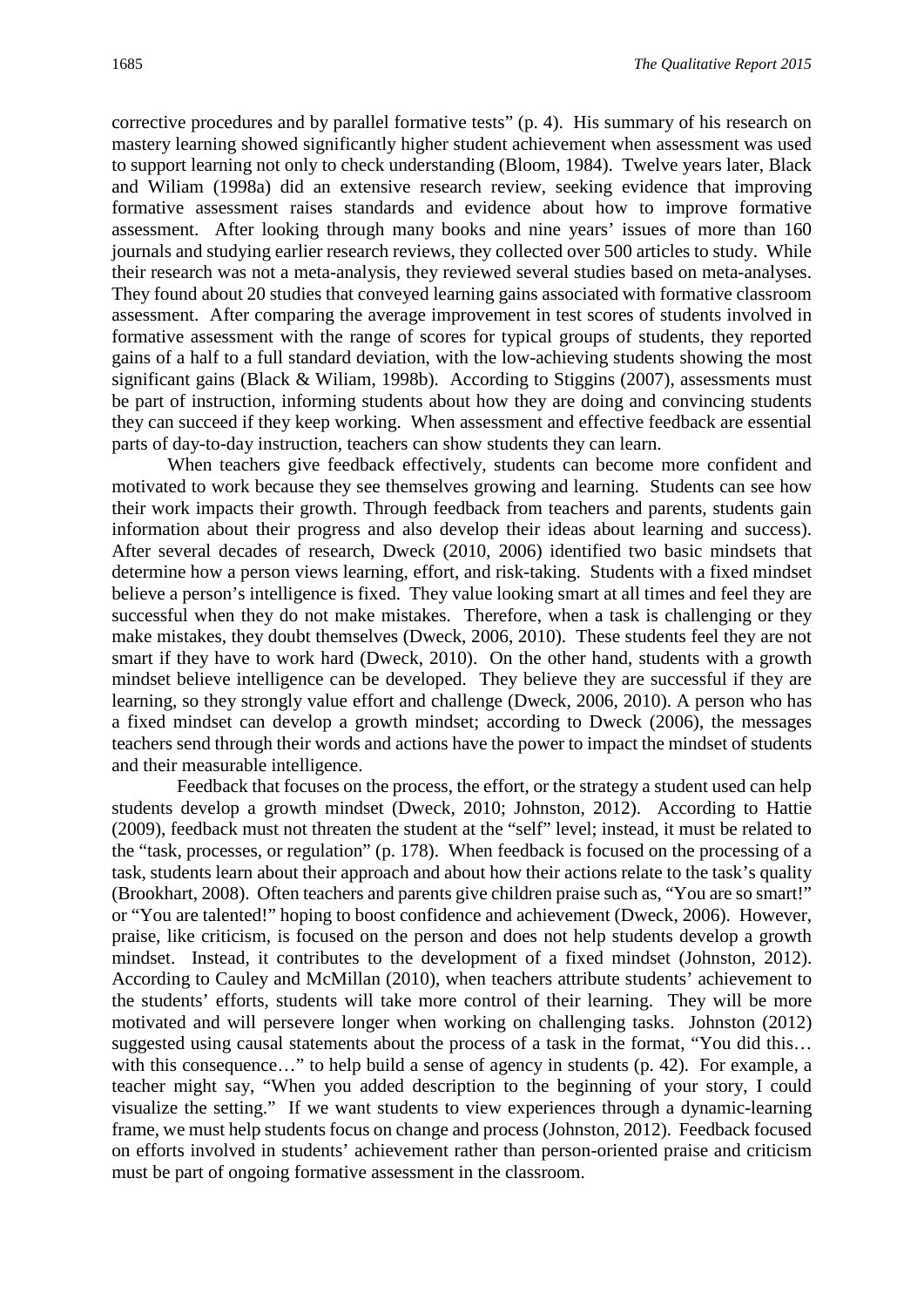corrective procedures and by parallel formative tests" (p. 4). His summary of his research on mastery learning showed significantly higher student achievement when assessment was used to support learning not only to check understanding (Bloom, 1984). Twelve years later, Black and Wiliam (1998a) did an extensive research review, seeking evidence that improving formative assessment raises standards and evidence about how to improve formative assessment. After looking through many books and nine years' issues of more than 160 journals and studying earlier research reviews, they collected over 500 articles to study. While their research was not a meta-analysis, they reviewed several studies based on meta-analyses. They found about 20 studies that conveyed learning gains associated with formative classroom assessment. After comparing the average improvement in test scores of students involved in formative assessment with the range of scores for typical groups of students, they reported gains of a half to a full standard deviation, with the low-achieving students showing the most significant gains (Black & Wiliam, 1998b). According to Stiggins (2007), assessments must be part of instruction, informing students about how they are doing and convincing students they can succeed if they keep working. When assessment and effective feedback are essential parts of day-to-day instruction, teachers can show students they can learn.

When teachers give feedback effectively, students can become more confident and motivated to work because they see themselves growing and learning. Students can see how their work impacts their growth. Through feedback from teachers and parents, students gain information about their progress and also develop their ideas about learning and success). After several decades of research, Dweck (2010, 2006) identified two basic mindsets that determine how a person views learning, effort, and risk-taking. Students with a fixed mindset believe a person's intelligence is fixed. They value looking smart at all times and feel they are successful when they do not make mistakes. Therefore, when a task is challenging or they make mistakes, they doubt themselves (Dweck, 2006, 2010). These students feel they are not smart if they have to work hard (Dweck, 2010). On the other hand, students with a growth mindset believe intelligence can be developed. They believe they are successful if they are learning, so they strongly value effort and challenge (Dweck, 2006, 2010). A person who has a fixed mindset can develop a growth mindset; according to Dweck (2006), the messages teachers send through their words and actions have the power to impact the mindset of students and their measurable intelligence.

Feedback that focuses on the process, the effort, or the strategy a student used can help students develop a growth mindset (Dweck, 2010; Johnston, 2012). According to Hattie (2009), feedback must not threaten the student at the "self" level; instead, it must be related to the "task, processes, or regulation" (p. 178). When feedback is focused on the processing of a task, students learn about their approach and about how their actions relate to the task's quality (Brookhart, 2008). Often teachers and parents give children praise such as, "You are so smart!" or "You are talented!" hoping to boost confidence and achievement (Dweck, 2006). However, praise, like criticism, is focused on the person and does not help students develop a growth mindset. Instead, it contributes to the development of a fixed mindset (Johnston, 2012). According to Cauley and McMillan (2010), when teachers attribute students' achievement to the students' efforts, students will take more control of their learning. They will be more motivated and will persevere longer when working on challenging tasks. Johnston (2012) suggested using causal statements about the process of a task in the format, "You did this… with this consequence…" to help build a sense of agency in students (p. 42). For example, a teacher might say, "When you added description to the beginning of your story, I could visualize the setting." If we want students to view experiences through a dynamic-learning frame, we must help students focus on change and process (Johnston, 2012). Feedback focused on efforts involved in students' achievement rather than person-oriented praise and criticism must be part of ongoing formative assessment in the classroom.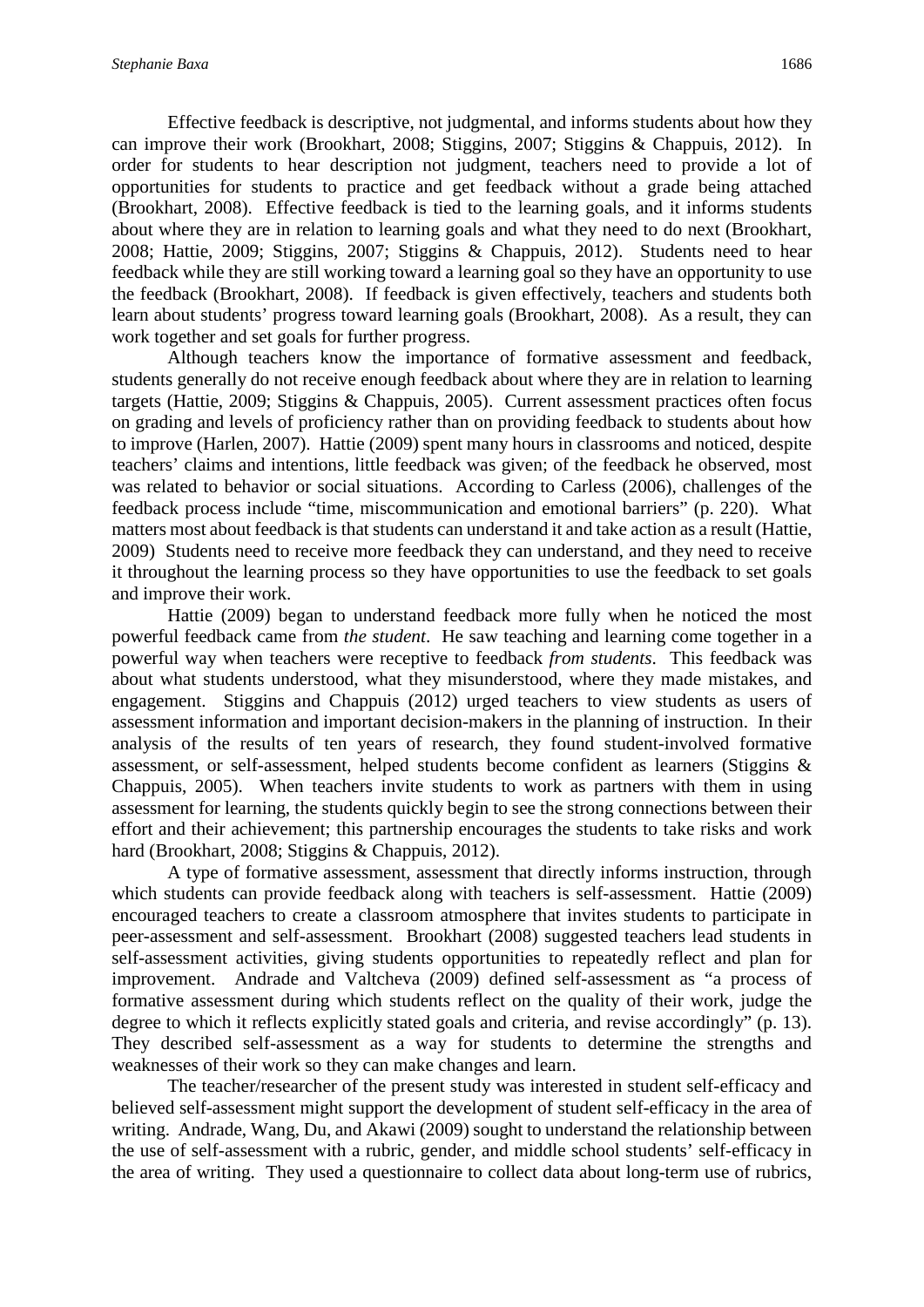Effective feedback is descriptive, not judgmental, and informs students about how they can improve their work (Brookhart, 2008; Stiggins, 2007; Stiggins & Chappuis, 2012). In order for students to hear description not judgment, teachers need to provide a lot of opportunities for students to practice and get feedback without a grade being attached (Brookhart, 2008). Effective feedback is tied to the learning goals, and it informs students about where they are in relation to learning goals and what they need to do next (Brookhart, 2008; Hattie, 2009; Stiggins, 2007; Stiggins & Chappuis, 2012). Students need to hear feedback while they are still working toward a learning goal so they have an opportunity to use the feedback (Brookhart, 2008). If feedback is given effectively, teachers and students both learn about students' progress toward learning goals (Brookhart, 2008). As a result, they can work together and set goals for further progress.

Although teachers know the importance of formative assessment and feedback, students generally do not receive enough feedback about where they are in relation to learning targets (Hattie, 2009; Stiggins & Chappuis, 2005). Current assessment practices often focus on grading and levels of proficiency rather than on providing feedback to students about how to improve (Harlen, 2007). Hattie (2009) spent many hours in classrooms and noticed, despite teachers' claims and intentions, little feedback was given; of the feedback he observed, most was related to behavior or social situations. According to Carless (2006), challenges of the feedback process include "time, miscommunication and emotional barriers" (p. 220). What matters most about feedback is that students can understand it and take action as a result (Hattie, 2009) Students need to receive more feedback they can understand, and they need to receive it throughout the learning process so they have opportunities to use the feedback to set goals and improve their work.

Hattie (2009) began to understand feedback more fully when he noticed the most powerful feedback came from *the student*. He saw teaching and learning come together in a powerful way when teachers were receptive to feedback *from students*. This feedback was about what students understood, what they misunderstood, where they made mistakes, and engagement. Stiggins and Chappuis (2012) urged teachers to view students as users of assessment information and important decision-makers in the planning of instruction. In their analysis of the results of ten years of research, they found student-involved formative assessment, or self-assessment, helped students become confident as learners (Stiggins & Chappuis, 2005). When teachers invite students to work as partners with them in using assessment for learning, the students quickly begin to see the strong connections between their effort and their achievement; this partnership encourages the students to take risks and work hard (Brookhart, 2008; Stiggins & Chappuis, 2012).

A type of formative assessment, assessment that directly informs instruction, through which students can provide feedback along with teachers is self-assessment. Hattie (2009) encouraged teachers to create a classroom atmosphere that invites students to participate in peer-assessment and self-assessment. Brookhart (2008) suggested teachers lead students in self-assessment activities, giving students opportunities to repeatedly reflect and plan for improvement. Andrade and Valtcheva (2009) defined self-assessment as "a process of formative assessment during which students reflect on the quality of their work, judge the degree to which it reflects explicitly stated goals and criteria, and revise accordingly" (p. 13). They described self-assessment as a way for students to determine the strengths and weaknesses of their work so they can make changes and learn.

The teacher/researcher of the present study was interested in student self-efficacy and believed self-assessment might support the development of student self-efficacy in the area of writing. Andrade, Wang, Du, and Akawi (2009) sought to understand the relationship between the use of self-assessment with a rubric, gender, and middle school students' self-efficacy in the area of writing. They used a questionnaire to collect data about long-term use of rubrics,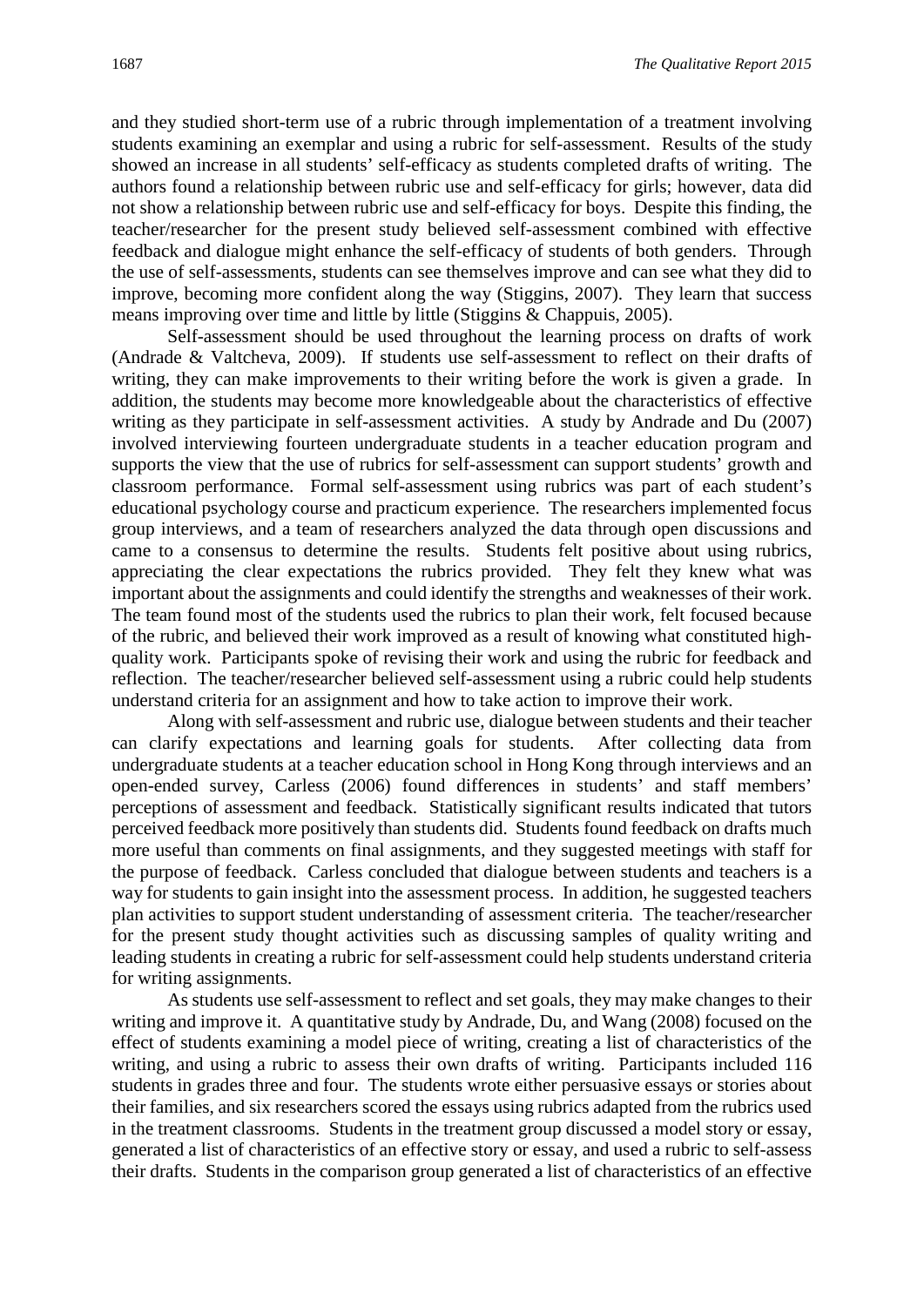and they studied short-term use of a rubric through implementation of a treatment involving students examining an exemplar and using a rubric for self-assessment. Results of the study showed an increase in all students' self-efficacy as students completed drafts of writing. The authors found a relationship between rubric use and self-efficacy for girls; however, data did not show a relationship between rubric use and self-efficacy for boys. Despite this finding, the teacher/researcher for the present study believed self-assessment combined with effective feedback and dialogue might enhance the self-efficacy of students of both genders. Through the use of self-assessments, students can see themselves improve and can see what they did to improve, becoming more confident along the way (Stiggins, 2007). They learn that success means improving over time and little by little (Stiggins & Chappuis, 2005).

Self-assessment should be used throughout the learning process on drafts of work (Andrade & Valtcheva, 2009). If students use self-assessment to reflect on their drafts of writing, they can make improvements to their writing before the work is given a grade. In addition, the students may become more knowledgeable about the characteristics of effective writing as they participate in self-assessment activities. A study by Andrade and Du (2007) involved interviewing fourteen undergraduate students in a teacher education program and supports the view that the use of rubrics for self-assessment can support students' growth and classroom performance. Formal self-assessment using rubrics was part of each student's educational psychology course and practicum experience. The researchers implemented focus group interviews, and a team of researchers analyzed the data through open discussions and came to a consensus to determine the results. Students felt positive about using rubrics, appreciating the clear expectations the rubrics provided. They felt they knew what was important about the assignments and could identify the strengths and weaknesses of their work. The team found most of the students used the rubrics to plan their work, felt focused because of the rubric, and believed their work improved as a result of knowing what constituted high-quality work. Participants spoke of revising their work and using the rubric for feedback and reflection. The teacher/researcher believed self-assessment using a rubric could help students understand criteria for an assignment and how to take action to improve their work.

Along with self-assessment and rubric use, dialogue between students and their teacher can clarify expectations and learning goals for students. After collecting data from undergraduate students at a teacher education school in Hong Kong through interviews and an open-ended survey, Carless (2006) found differences in students' and staff members' perceptions of assessment and feedback. Statistically significant results indicated that tutors perceived feedback more positively than students did. Students found feedback on drafts much more useful than comments on final assignments, and they suggested meetings with staff for the purpose of feedback. Carless concluded that dialogue between students and teachers is a way for students to gain insight into the assessment process. In addition, he suggested teachers plan activities to support student understanding of assessment criteria. The teacher/researcher for the present study thought activities such as discussing samples of quality writing and leading students in creating a rubric for self-assessment could help students understand criteria for writing assignments.

As students use self-assessment to reflect and set goals, they may make changes to their writing and improve it. A quantitative study by Andrade, Du, and Wang (2008) focused on the effect of students examining a model piece of writing, creating a list of characteristics of the writing, and using a rubric to assess their own drafts of writing. Participants included 116 students in grades three and four. The students wrote either persuasive essays or stories about their families, and six researchers scored the essays using rubrics adapted from the rubrics used in the treatment classrooms. Students in the treatment group discussed a model story or essay, generated a list of characteristics of an effective story or essay, and used a rubric to self-assess their drafts. Students in the comparison group generated a list of characteristics of an effective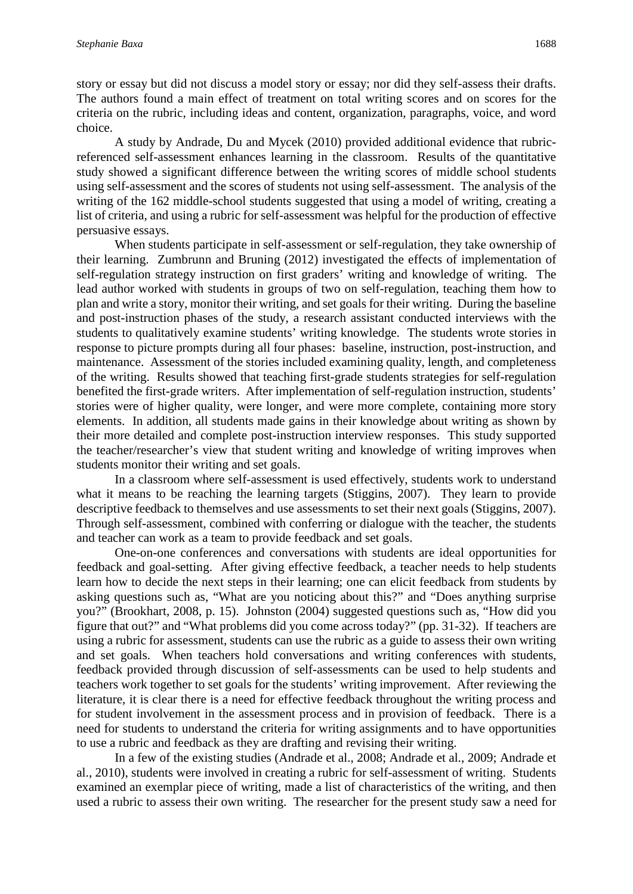story or essay but did not discuss a model story or essay; nor did they self-assess their drafts. The authors found a main effect of treatment on total writing scores and on scores for the criteria on the rubric, including ideas and content, organization, paragraphs, voice, and word choice.

A study by Andrade, Du and Mycek (2010) provided additional evidence that rubric-referenced self-assessment enhances learning in the classroom. Results of the quantitative study showed a significant difference between the writing scores of middle school students using self-assessment and the scores of students not using self-assessment. The analysis of the writing of the 162 middle-school students suggested that using a model of writing, creating a list of criteria, and using a rubric for self-assessment was helpful for the production of effective persuasive essays.

When students participate in self-assessment or self-regulation, they take ownership of their learning. Zumbrunn and Bruning (2012) investigated the effects of implementation of self-regulation strategy instruction on first graders' writing and knowledge of writing. The lead author worked with students in groups of two on self-regulation, teaching them how to plan and write a story, monitor their writing, and set goals for their writing. During the baseline and post-instruction phases of the study, a research assistant conducted interviews with the students to qualitatively examine students' writing knowledge. The students wrote stories in response to picture prompts during all four phases: baseline, instruction, post-instruction, and maintenance. Assessment of the stories included examining quality, length, and completeness of the writing. Results showed that teaching first-grade students strategies for self-regulation benefited the first-grade writers. After implementation of self-regulation instruction, students' stories were of higher quality, were longer, and were more complete, containing more story elements. In addition, all students made gains in their knowledge about writing as shown by their more detailed and complete post-instruction interview responses. This study supported the teacher/researcher's view that student writing and knowledge of writing improves when students monitor their writing and set goals.

In a classroom where self-assessment is used effectively, students work to understand what it means to be reaching the learning targets (Stiggins, 2007). They learn to provide descriptive feedback to themselves and use assessments to set their next goals (Stiggins, 2007). Through self-assessment, combined with conferring or dialogue with the teacher, the students and teacher can work as a team to provide feedback and set goals.

One-on-one conferences and conversations with students are ideal opportunities for feedback and goal-setting. After giving effective feedback, a teacher needs to help students learn how to decide the next steps in their learning; one can elicit feedback from students by asking questions such as, "What are you noticing about this?" and "Does anything surprise you?" (Brookhart, 2008, p. 15). Johnston (2004) suggested questions such as, "How did you figure that out?" and "What problems did you come across today?" (pp. 31-32). If teachers are using a rubric for assessment, students can use the rubric as a guide to assess their own writing and set goals. When teachers hold conversations and writing conferences with students, feedback provided through discussion of self-assessments can be used to help students and teachers work together to set goals for the students' writing improvement. After reviewing the literature, it is clear there is a need for effective feedback throughout the writing process and for student involvement in the assessment process and in provision of feedback. There is a need for students to understand the criteria for writing assignments and to have opportunities to use a rubric and feedback as they are drafting and revising their writing.

In a few of the existing studies (Andrade et al., 2008; Andrade et al., 2009; Andrade et al., 2010), students were involved in creating a rubric for self-assessment of writing. Students examined an exemplar piece of writing, made a list of characteristics of the writing, and then used a rubric to assess their own writing. The researcher for the present study saw a need for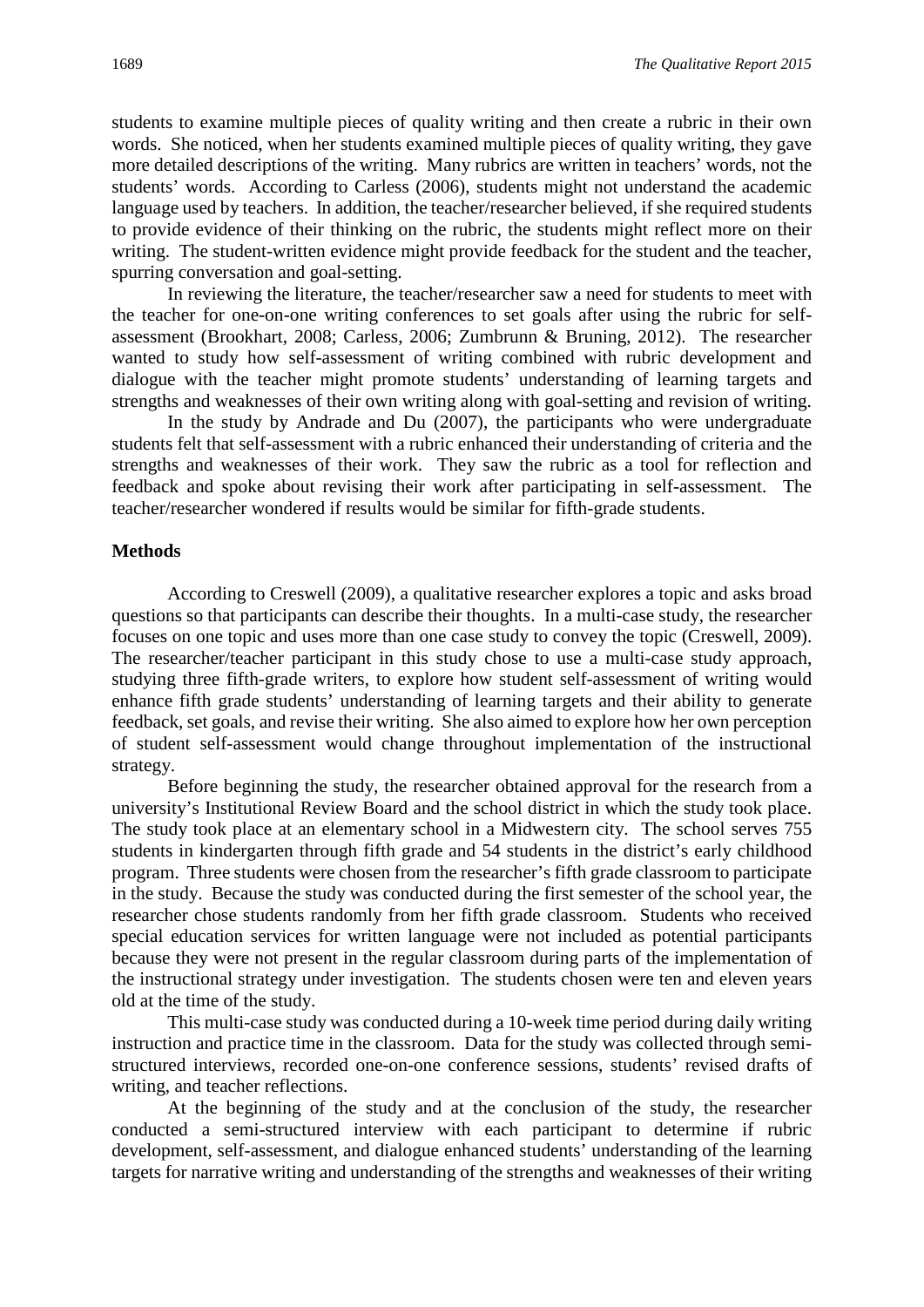students to examine multiple pieces of quality writing and then create a rubric in their own words. She noticed, when her students examined multiple pieces of quality writing, they gave more detailed descriptions of the writing. Many rubrics are written in teachers' words, not the students' words. According to Carless (2006), students might not understand the academic language used by teachers. In addition, the teacher/researcher believed, if she required students to provide evidence of their thinking on the rubric, the students might reflect more on their writing. The student-written evidence might provide feedback for the student and the teacher, spurring conversation and goal-setting.

In reviewing the literature, the teacher/researcher saw a need for students to meet with the teacher for one-on-one writing conferences to set goals after using the rubric for self-assessment (Brookhart, 2008; Carless, 2006; Zumbrunn & Bruning, 2012). The researcher wanted to study how self-assessment of writing combined with rubric development and dialogue with the teacher might promote students' understanding of learning targets and strengths and weaknesses of their own writing along with goal-setting and revision of writing.

In the study by Andrade and Du (2007), the participants who were undergraduate students felt that self-assessment with a rubric enhanced their understanding of criteria and the strengths and weaknesses of their work. They saw the rubric as a tool for reflection and feedback and spoke about revising their work after participating in self-assessment. The teacher/researcher wondered if results would be similar for fifth-grade students.

**Methods**

According to Creswell (2009), a qualitative researcher explores a topic and asks broad questions so that participants can describe their thoughts. In a multi-case study, the researcher focuses on one topic and uses more than one case study to convey the topic (Creswell, 2009). The researcher/teacher participant in this study chose to use a multi-case study approach, studying three fifth-grade writers, to explore how student self-assessment of writing would enhance fifth grade students' understanding of learning targets and their ability to generate feedback, set goals, and revise their writing. She also aimed to explore how her own perception of student self-assessment would change throughout implementation of the instructional strategy.

Before beginning the study, the researcher obtained approval for the research from a university's Institutional Review Board and the school district in which the study took place. The study took place at an elementary school in a Midwestern city. The school serves 755 students in kindergarten through fifth grade and 54 students in the district's early childhood program. Three students were chosen from the researcher's fifth grade classroom to participate in the study. Because the study was conducted during the first semester of the school year, the researcher chose students randomly from her fifth grade classroom. Students who received special education services for written language were not included as potential participants because they were not present in the regular classroom during parts of the implementation of the instructional strategy under investigation. The students chosen were ten and eleven years old at the time of the study.

This multi-case study was conducted during a 10-week time period during daily writing instruction and practice time in the classroom. Data for the study was collected through semi-structured interviews, recorded one-on-one conference sessions, students' revised drafts of writing, and teacher reflections.

At the beginning of the study and at the conclusion of the study, the researcher conducted a semi-structured interview with each participant to determine if rubric development, self-assessment, and dialogue enhanced students' understanding of the learning targets for narrative writing and understanding of the strengths and weaknesses of their writing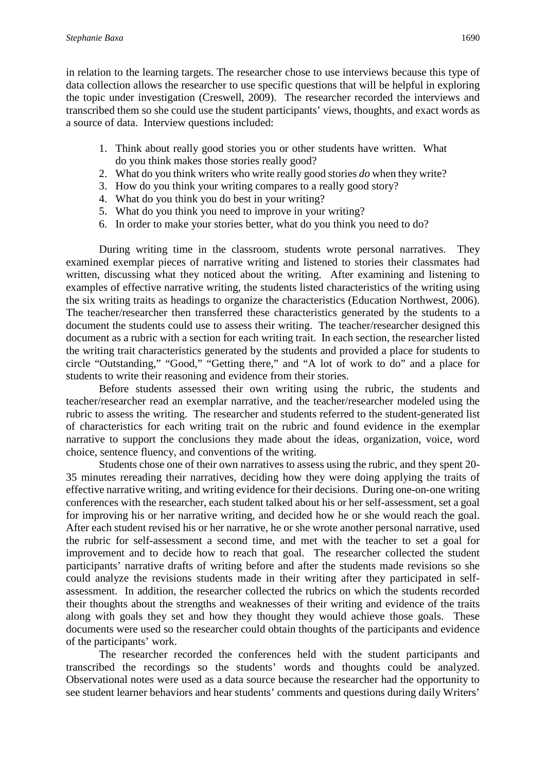in relation to the learning targets. The researcher chose to use interviews because this type of data collection allows the researcher to use specific questions that will be helpful in exploring the topic under investigation (Creswell, 2009). The researcher recorded the interviews and transcribed them so she could use the student participants' views, thoughts, and exact words as a source of data. Interview questions included:

1. Think about really good stories you or other students have written. What do you think makes those stories really good?
2. What do you think writers who write really good stories *do* when they write?
3. How do you think your writing compares to a really good story?
4. What do you think you do best in your writing?
5. What do you think you need to improve in your writing?
6. In order to make your stories better, what do you think you need to do?

During writing time in the classroom, students wrote personal narratives. They examined exemplar pieces of narrative writing and listened to stories their classmates had written, discussing what they noticed about the writing. After examining and listening to examples of effective narrative writing, the students listed characteristics of the writing using the six writing traits as headings to organize the characteristics (Education Northwest, 2006). The teacher/researcher then transferred these characteristics generated by the students to a document the students could use to assess their writing. The teacher/researcher designed this document as a rubric with a section for each writing trait. In each section, the researcher listed the writing trait characteristics generated by the students and provided a place for students to circle "Outstanding," "Good," "Getting there," and "A lot of work to do" and a place for students to write their reasoning and evidence from their stories.

Before students assessed their own writing using the rubric, the students and teacher/researcher read an exemplar narrative, and the teacher/researcher modeled using the rubric to assess the writing. The researcher and students referred to the student-generated list of characteristics for each writing trait on the rubric and found evidence in the exemplar narrative to support the conclusions they made about the ideas, organization, voice, word choice, sentence fluency, and conventions of the writing.

Students chose one of their own narratives to assess using the rubric, and they spent 20-35 minutes rereading their narratives, deciding how they were doing applying the traits of effective narrative writing, and writing evidence for their decisions. During one-on-one writing conferences with the researcher, each student talked about his or her self-assessment, set a goal for improving his or her narrative writing, and decided how he or she would reach the goal. After each student revised his or her narrative, he or she wrote another personal narrative, used the rubric for self-assessment a second time, and met with the teacher to set a goal for improvement and to decide how to reach that goal. The researcher collected the student participants' narrative drafts of writing before and after the students made revisions so she could analyze the revisions students made in their writing after they participated in self-assessment. In addition, the researcher collected the rubrics on which the students recorded their thoughts about the strengths and weaknesses of their writing and evidence of the traits along with goals they set and how they thought they would achieve those goals. These documents were used so the researcher could obtain thoughts of the participants and evidence of the participants' work.

The researcher recorded the conferences held with the student participants and transcribed the recordings so the students' words and thoughts could be analyzed. Observational notes were used as a data source because the researcher had the opportunity to see student learner behaviors and hear students' comments and questions during daily Writers'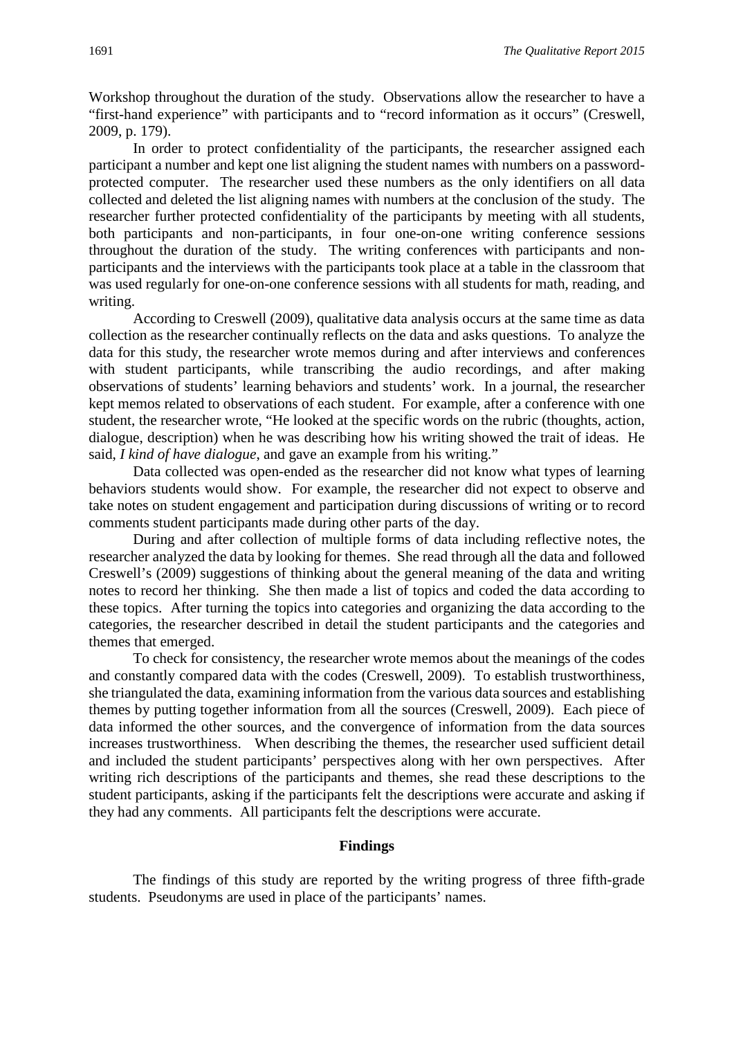Workshop throughout the duration of the study. Observations allow the researcher to have a "first-hand experience" with participants and to "record information as it occurs" (Creswell, 2009, p. 179).

In order to protect confidentiality of the participants, the researcher assigned each participant a number and kept one list aligning the student names with numbers on a password-protected computer. The researcher used these numbers as the only identifiers on all data collected and deleted the list aligning names with numbers at the conclusion of the study. The researcher further protected confidentiality of the participants by meeting with all students, both participants and non-participants, in four one-on-one writing conference sessions throughout the duration of the study. The writing conferences with participants and non-participants and the interviews with the participants took place at a table in the classroom that was used regularly for one-on-one conference sessions with all students for math, reading, and writing.

According to Creswell (2009), qualitative data analysis occurs at the same time as data collection as the researcher continually reflects on the data and asks questions. To analyze the data for this study, the researcher wrote memos during and after interviews and conferences with student participants, while transcribing the audio recordings, and after making observations of students' learning behaviors and students' work. In a journal, the researcher kept memos related to observations of each student. For example, after a conference with one student, the researcher wrote, "He looked at the specific words on the rubric (thoughts, action, dialogue, description) when he was describing how his writing showed the trait of ideas. He said, *I kind of have dialogue*, and gave an example from his writing."

Data collected was open-ended as the researcher did not know what types of learning behaviors students would show. For example, the researcher did not expect to observe and take notes on student engagement and participation during discussions of writing or to record comments student participants made during other parts of the day.

During and after collection of multiple forms of data including reflective notes, the researcher analyzed the data by looking for themes. She read through all the data and followed Creswell's (2009) suggestions of thinking about the general meaning of the data and writing notes to record her thinking. She then made a list of topics and coded the data according to these topics. After turning the topics into categories and organizing the data according to the categories, the researcher described in detail the student participants and the categories and themes that emerged.

To check for consistency, the researcher wrote memos about the meanings of the codes and constantly compared data with the codes (Creswell, 2009). To establish trustworthiness, she triangulated the data, examining information from the various data sources and establishing themes by putting together information from all the sources (Creswell, 2009). Each piece of data informed the other sources, and the convergence of information from the data sources increases trustworthiness. When describing the themes, the researcher used sufficient detail and included the student participants' perspectives along with her own perspectives. After writing rich descriptions of the participants and themes, she read these descriptions to the student participants, asking if the participants felt the descriptions were accurate and asking if they had any comments. All participants felt the descriptions were accurate.

## Findings

The findings of this study are reported by the writing progress of three fifth-grade students. Pseudonyms are used in place of the participants' names.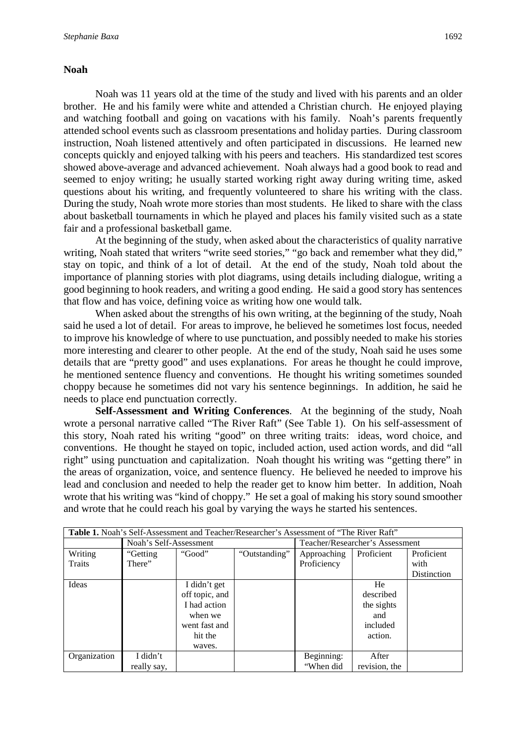### Noah

Noah was 11 years old at the time of the study and lived with his parents and an older brother. He and his family were white and attended a Christian church. He enjoyed playing and watching football and going on vacations with his family. Noah's parents frequently attended school events such as classroom presentations and holiday parties. During classroom instruction, Noah listened attentively and often participated in discussions. He learned new concepts quickly and enjoyed talking with his peers and teachers. His standardized test scores showed above-average and advanced achievement. Noah always had a good book to read and seemed to enjoy writing; he usually started working right away during writing time, asked questions about his writing, and frequently volunteered to share his writing with the class. During the study, Noah wrote more stories than most students. He liked to share with the class about basketball tournaments in which he played and places his family visited such as a state fair and a professional basketball game.

At the beginning of the study, when asked about the characteristics of quality narrative writing, Noah stated that writers "write seed stories," "go back and remember what they did," stay on topic, and think of a lot of detail. At the end of the study, Noah told about the importance of planning stories with plot diagrams, using details including dialogue, writing a good beginning to hook readers, and writing a good ending. He said a good story has sentences that flow and has voice, defining voice as writing how one would talk.

When asked about the strengths of his own writing, at the beginning of the study, Noah said he used a lot of detail. For areas to improve, he believed he sometimes lost focus, needed to improve his knowledge of where to use punctuation, and possibly needed to make his stories more interesting and clearer to other people. At the end of the study, Noah said he uses some details that are "pretty good" and uses explanations. For areas he thought he could improve, he mentioned sentence fluency and conventions. He thought his writing sometimes sounded choppy because he sometimes did not vary his sentence beginnings. In addition, he said he needs to place end punctuation correctly.

**Self-Assessment and Writing Conferences**. At the beginning of the study, Noah wrote a personal narrative called "The River Raft" (See Table 1). On his self-assessment of this story, Noah rated his writing "good" on three writing traits: ideas, word choice, and conventions. He thought he stayed on topic, included action, used action words, and did "all right" using punctuation and capitalization. Noah thought his writing was "getting there" in the areas of organization, voice, and sentence fluency. He believed he needed to improve his lead and conclusion and needed to help the reader get to know him better. In addition, Noah wrote that his writing was "kind of choppy." He set a goal of making his story sound smoother and wrote that he could reach his goal by varying the ways he started his sentences.

**Table 1.** Noah's Self-Assessment and Teacher/Researcher's Assessment of "The River Raft"

| | Noah's Self-Assessment | | | Teacher/Researcher's Assessment | | |
|---|---|---|---|---|---|---|
| Writing Traits | "Getting There" | "Good" | "Outstanding" | Approaching Proficiency | Proficient | Proficient with Distinction |
| Ideas | | I didn't get off topic, and I had action when we went fast and hit the waves. | | | He described the sights and included action. | |
| Organization | I didn't really say, | | | Beginning: "When did | After revision, the | |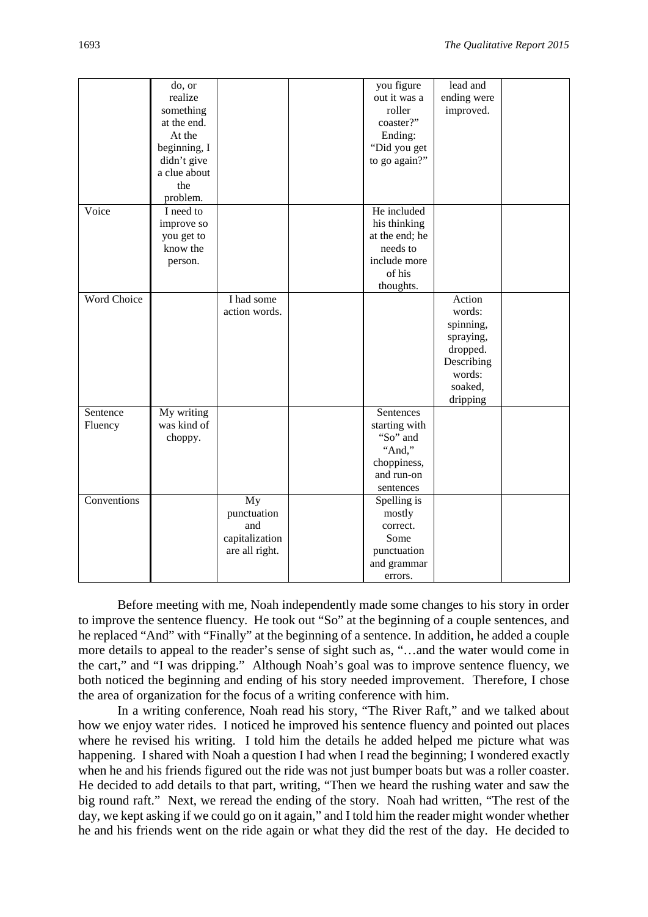| | | | | | | |
|---|---|---|---|---|---|---|
| | do, or realize something at the end. At the beginning, I didn't give a clue about the problem. | | | you figure out it was a roller coaster?" Ending: "Did you get to go again?" | lead and ending were improved. | |
| Voice | I need to improve so you get to know the person. | | | He included his thinking at the end; he needs to include more of his thoughts. | | |
| Word Choice | | I had some action words. | | | Action words: spinning, spraying, dropped. Describing words: soaked, dripping | |
| Sentence Fluency | My writing was kind of choppy. | | | Sentences starting with "So" and "And," choppiness, and run-on sentences | | |
| Conventions | | My punctuation and capitalization are all right. | | Spelling is mostly correct. Some punctuation and grammar errors. | | |

Before meeting with me, Noah independently made some changes to his story in order to improve the sentence fluency. He took out "So" at the beginning of a couple sentences, and he replaced "And" with "Finally" at the beginning of a sentence. In addition, he added a couple more details to appeal to the reader's sense of sight such as, "…and the water would come in the cart," and "I was dripping." Although Noah's goal was to improve sentence fluency, we both noticed the beginning and ending of his story needed improvement. Therefore, I chose the area of organization for the focus of a writing conference with him.

In a writing conference, Noah read his story, "The River Raft," and we talked about how we enjoy water rides. I noticed he improved his sentence fluency and pointed out places where he revised his writing. I told him the details he added helped me picture what was happening. I shared with Noah a question I had when I read the beginning; I wondered exactly when he and his friends figured out the ride was not just bumper boats but was a roller coaster. He decided to add details to that part, writing, "Then we heard the rushing water and saw the big round raft." Next, we reread the ending of the story. Noah had written, "The rest of the day, we kept asking if we could go on it again," and I told him the reader might wonder whether he and his friends went on the ride again or what they did the rest of the day. He decided to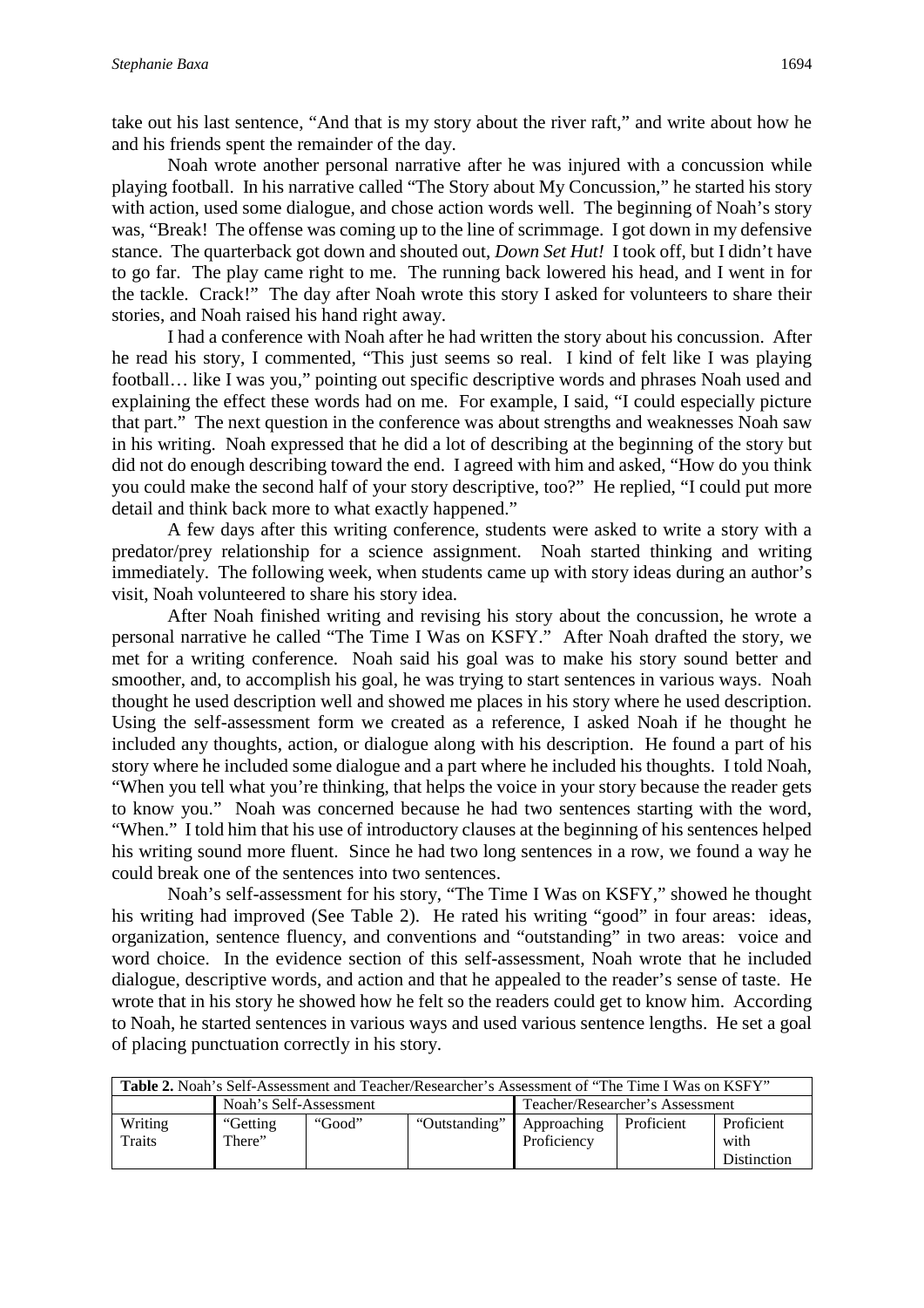take out his last sentence, "And that is my story about the river raft," and write about how he and his friends spent the remainder of the day.

Noah wrote another personal narrative after he was injured with a concussion while playing football. In his narrative called "The Story about My Concussion," he started his story with action, used some dialogue, and chose action words well. The beginning of Noah's story was, "Break! The offense was coming up to the line of scrimmage. I got down in my defensive stance. The quarterback got down and shouted out, *Down Set Hut!* I took off, but I didn't have to go far. The play came right to me. The running back lowered his head, and I went in for the tackle. Crack!" The day after Noah wrote this story I asked for volunteers to share their stories, and Noah raised his hand right away.

I had a conference with Noah after he had written the story about his concussion. After he read his story, I commented, "This just seems so real. I kind of felt like I was playing football… like I was you," pointing out specific descriptive words and phrases Noah used and explaining the effect these words had on me. For example, I said, "I could especially picture that part." The next question in the conference was about strengths and weaknesses Noah saw in his writing. Noah expressed that he did a lot of describing at the beginning of the story but did not do enough describing toward the end. I agreed with him and asked, "How do you think you could make the second half of your story descriptive, too?" He replied, "I could put more detail and think back more to what exactly happened."

A few days after this writing conference, students were asked to write a story with a predator/prey relationship for a science assignment. Noah started thinking and writing immediately. The following week, when students came up with story ideas during an author's visit, Noah volunteered to share his story idea.

After Noah finished writing and revising his story about the concussion, he wrote a personal narrative he called "The Time I Was on KSFY." After Noah drafted the story, we met for a writing conference. Noah said his goal was to make his story sound better and smoother, and, to accomplish his goal, he was trying to start sentences in various ways. Noah thought he used description well and showed me places in his story where he used description. Using the self-assessment form we created as a reference, I asked Noah if he thought he included any thoughts, action, or dialogue along with his description. He found a part of his story where he included some dialogue and a part where he included his thoughts. I told Noah, "When you tell what you're thinking, that helps the voice in your story because the reader gets to know you." Noah was concerned because he had two sentences starting with the word, "When." I told him that his use of introductory clauses at the beginning of his sentences helped his writing sound more fluent. Since he had two long sentences in a row, we found a way he could break one of the sentences into two sentences.

Noah's self-assessment for his story, "The Time I Was on KSFY," showed he thought his writing had improved (See Table 2). He rated his writing "good" in four areas: ideas, organization, sentence fluency, and conventions and "outstanding" in two areas: voice and word choice. In the evidence section of this self-assessment, Noah wrote that he included dialogue, descriptive words, and action and that he appealed to the reader's sense of taste. He wrote that in his story he showed how he felt so the readers could get to know him. According to Noah, he started sentences in various ways and used various sentence lengths. He set a goal of placing punctuation correctly in his story.

**Table 2.** Noah's Self-Assessment and Teacher/Researcher's Assessment of "The Time I Was on KSFY"

| | Noah's Self-Assessment | | | Teacher/Researcher's Assessment | | |
|---|---|---|---|---|---|---|
| Writing Traits | "Getting There" | "Good" | "Outstanding" | Approaching Proficiency | Proficient | Proficient with Distinction |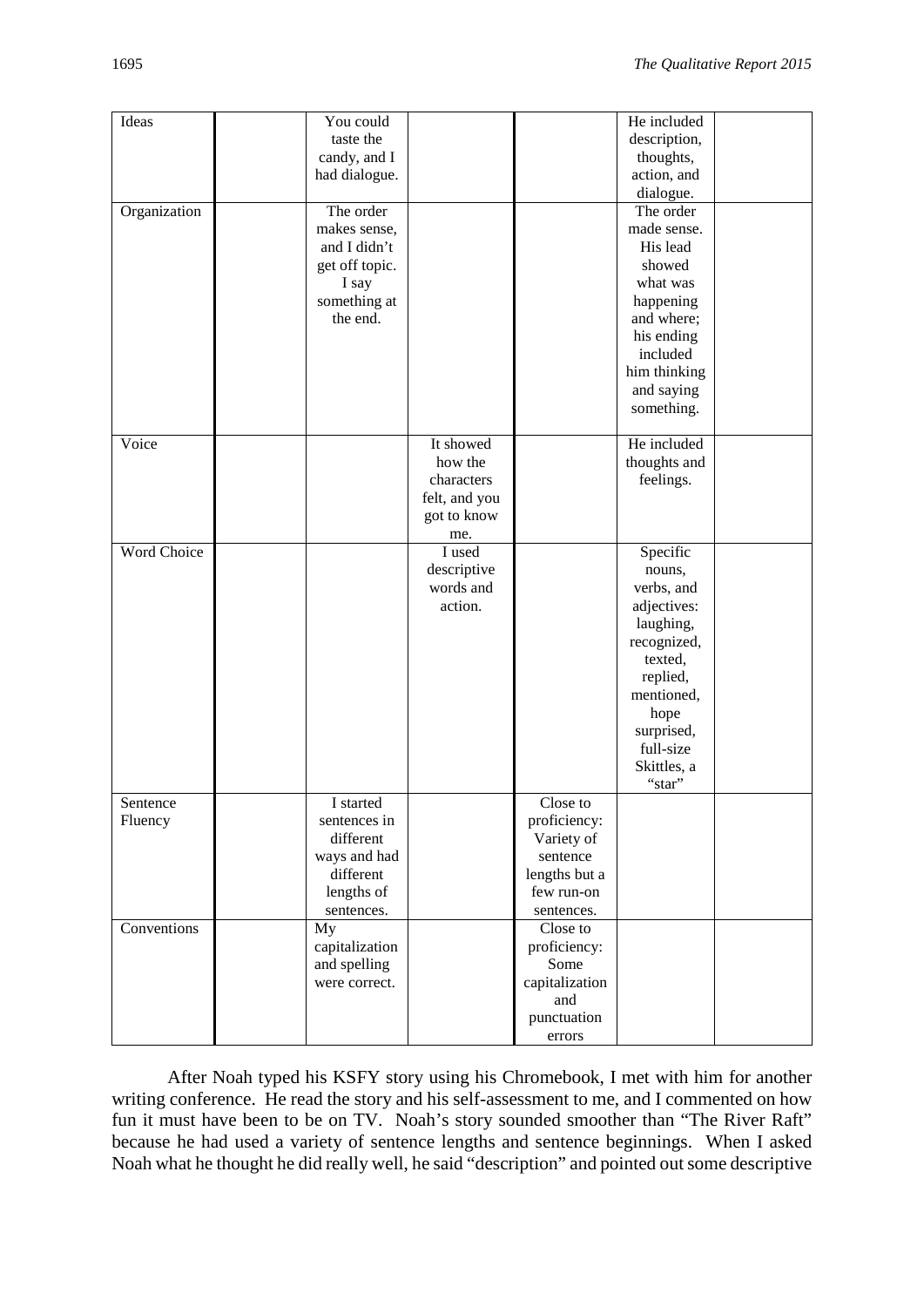| Ideas | | You could taste the candy, and I had dialogue. | | | He included description, thoughts, action, and dialogue. | |
|---|---|---|---|---|---|---|
| Organization | | The order makes sense, and I didn't get off topic. I say something at the end. | | | The order made sense. His lead showed what was happening and where; his ending included him thinking and saying something. | |
| Voice | | | It showed how the characters felt, and you got to know me. | | He included thoughts and feelings. | |
| Word Choice | | | I used descriptive words and action. | | Specific nouns, verbs, and adjectives: laughing, recognized, texted, replied, mentioned, hope surprised, full-size Skittles, a "star" | |
| Sentence Fluency | | I started sentences in different ways and had different lengths of sentences. | | Close to proficiency: Variety of sentence lengths but a few run-on sentences. | | |
| Conventions | | My capitalization and spelling were correct. | | Close to proficiency: Some capitalization and punctuation errors | | |

After Noah typed his KSFY story using his Chromebook, I met with him for another writing conference. He read the story and his self-assessment to me, and I commented on how fun it must have been to be on TV. Noah's story sounded smoother than "The River Raft" because he had used a variety of sentence lengths and sentence beginnings. When I asked Noah what he thought he did really well, he said "description" and pointed out some descriptive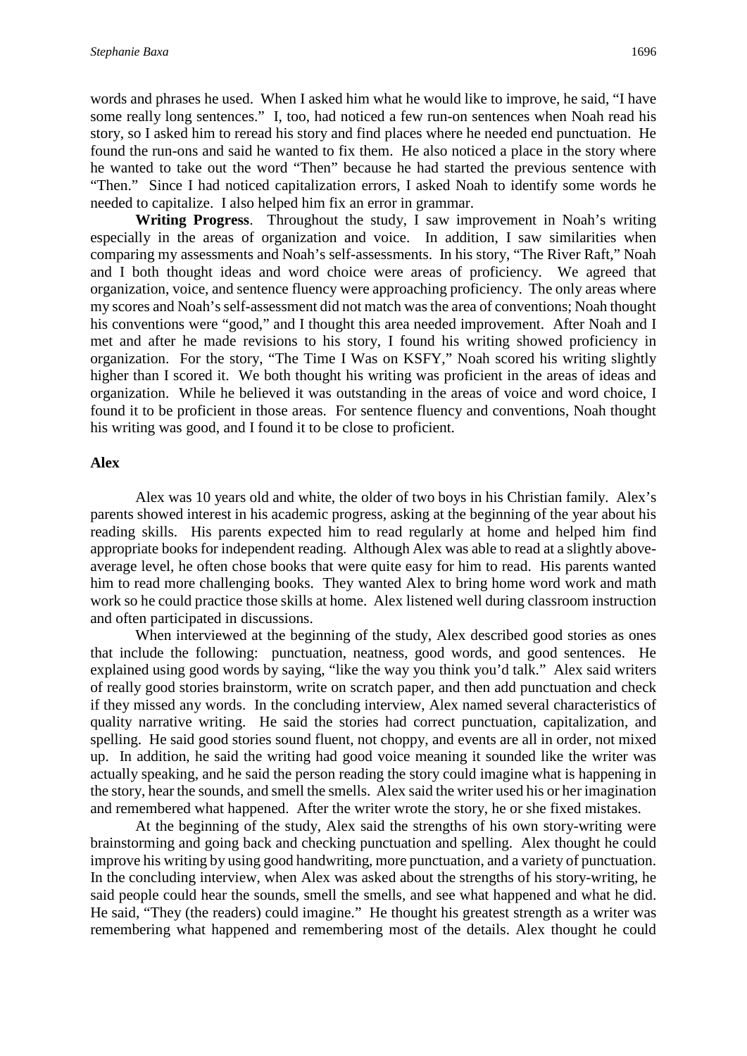words and phrases he used. When I asked him what he would like to improve, he said, "I have some really long sentences." I, too, had noticed a few run-on sentences when Noah read his story, so I asked him to reread his story and find places where he needed end punctuation. He found the run-ons and said he wanted to fix them. He also noticed a place in the story where he wanted to take out the word "Then" because he had started the previous sentence with "Then." Since I had noticed capitalization errors, I asked Noah to identify some words he needed to capitalize. I also helped him fix an error in grammar.

**Writing Progress**. Throughout the study, I saw improvement in Noah's writing especially in the areas of organization and voice. In addition, I saw similarities when comparing my assessments and Noah's self-assessments. In his story, "The River Raft," Noah and I both thought ideas and word choice were areas of proficiency. We agreed that organization, voice, and sentence fluency were approaching proficiency. The only areas where my scores and Noah's self-assessment did not match was the area of conventions; Noah thought his conventions were "good," and I thought this area needed improvement. After Noah and I met and after he made revisions to his story, I found his writing showed proficiency in organization. For the story, "The Time I Was on KSFY," Noah scored his writing slightly higher than I scored it. We both thought his writing was proficient in the areas of ideas and organization. While he believed it was outstanding in the areas of voice and word choice, I found it to be proficient in those areas. For sentence fluency and conventions, Noah thought his writing was good, and I found it to be close to proficient.

### Alex

Alex was 10 years old and white, the older of two boys in his Christian family. Alex's parents showed interest in his academic progress, asking at the beginning of the year about his reading skills. His parents expected him to read regularly at home and helped him find appropriate books for independent reading. Although Alex was able to read at a slightly above-average level, he often chose books that were quite easy for him to read. His parents wanted him to read more challenging books. They wanted Alex to bring home word work and math work so he could practice those skills at home. Alex listened well during classroom instruction and often participated in discussions.

When interviewed at the beginning of the study, Alex described good stories as ones that include the following: punctuation, neatness, good words, and good sentences. He explained using good words by saying, "like the way you think you'd talk." Alex said writers of really good stories brainstorm, write on scratch paper, and then add punctuation and check if they missed any words. In the concluding interview, Alex named several characteristics of quality narrative writing. He said the stories had correct punctuation, capitalization, and spelling. He said good stories sound fluent, not choppy, and events are all in order, not mixed up. In addition, he said the writing had good voice meaning it sounded like the writer was actually speaking, and he said the person reading the story could imagine what is happening in the story, hear the sounds, and smell the smells. Alex said the writer used his or her imagination and remembered what happened. After the writer wrote the story, he or she fixed mistakes.

At the beginning of the study, Alex said the strengths of his own story-writing were brainstorming and going back and checking punctuation and spelling. Alex thought he could improve his writing by using good handwriting, more punctuation, and a variety of punctuation. In the concluding interview, when Alex was asked about the strengths of his story-writing, he said people could hear the sounds, smell the smells, and see what happened and what he did. He said, "They (the readers) could imagine." He thought his greatest strength as a writer was remembering what happened and remembering most of the details. Alex thought he could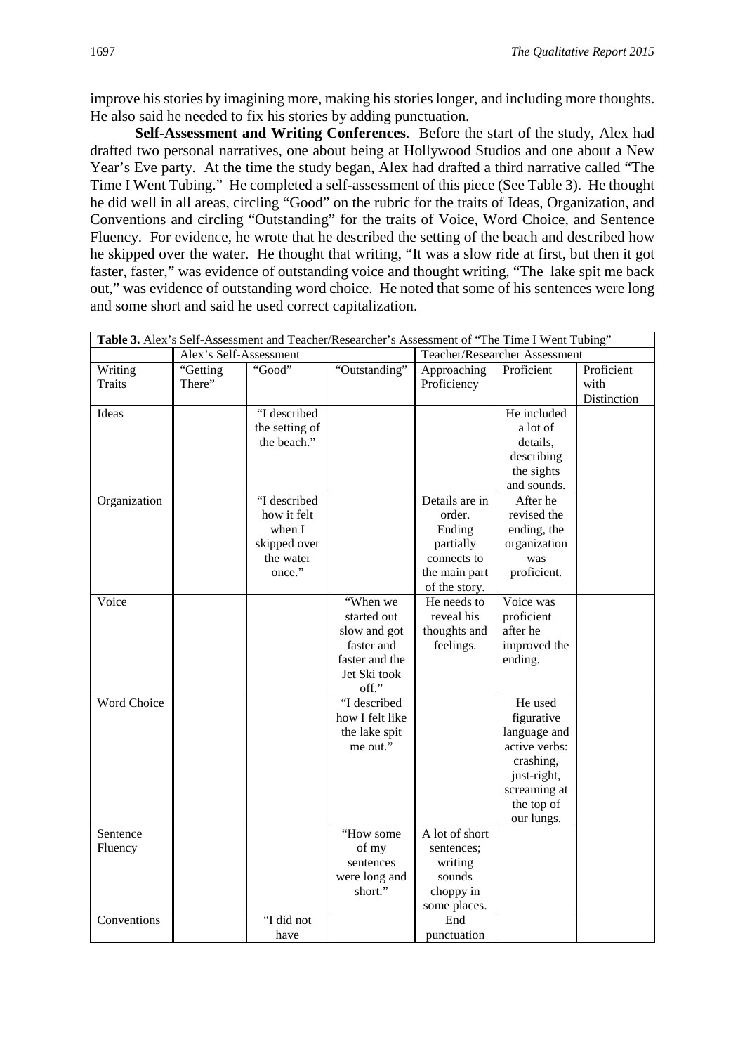improve his stories by imagining more, making his stories longer, and including more thoughts. He also said he needed to fix his stories by adding punctuation.

**Self-Assessment and Writing Conferences**. Before the start of the study, Alex had drafted two personal narratives, one about being at Hollywood Studios and one about a New Year's Eve party. At the time the study began, Alex had drafted a third narrative called "The Time I Went Tubing." He completed a self-assessment of this piece (See Table 3). He thought he did well in all areas, circling "Good" on the rubric for the traits of Ideas, Organization, and Conventions and circling "Outstanding" for the traits of Voice, Word Choice, and Sentence Fluency. For evidence, he wrote that he described the setting of the beach and described how he skipped over the water. He thought that writing, "It was a slow ride at first, but then it got faster, faster," was evidence of outstanding voice and thought writing, "The lake spit me back out," was evidence of outstanding word choice. He noted that some of his sentences were long and some short and said he used correct capitalization.

**Table 3.** Alex's Self-Assessment and Teacher/Researcher's Assessment of "The Time I Went Tubing"

| | Alex's Self-Assessment | | | Teacher/Researcher Assessment | | |
|---|---|---|---|---|---|---|
| Writing Traits | "Getting There" | "Good" | "Outstanding" | Approaching Proficiency | Proficient | Proficient with Distinction |
| Ideas | | "I described the setting of the beach." | | | He included a lot of details, describing the sights and sounds. | |
| Organization | | "I described how it felt when I skipped over the water once." | | Details are in order. Ending partially connects to the main part of the story. | After he revised the ending, the organization was proficient. | |
| Voice | | | "When we started out slow and got faster and faster and the Jet Ski took off." | He needs to reveal his thoughts and feelings. | Voice was proficient after he improved the ending. | |
| Word Choice | | | "I described how I felt like the lake spit me out." | | He used figurative language and active verbs: crashing, just-right, screaming at the top of our lungs. | |
| Sentence Fluency | | | "How some of my sentences were long and short." | A lot of short sentences; writing sounds choppy in some places. | | |
| Conventions | | "I did not have | | End punctuation | | |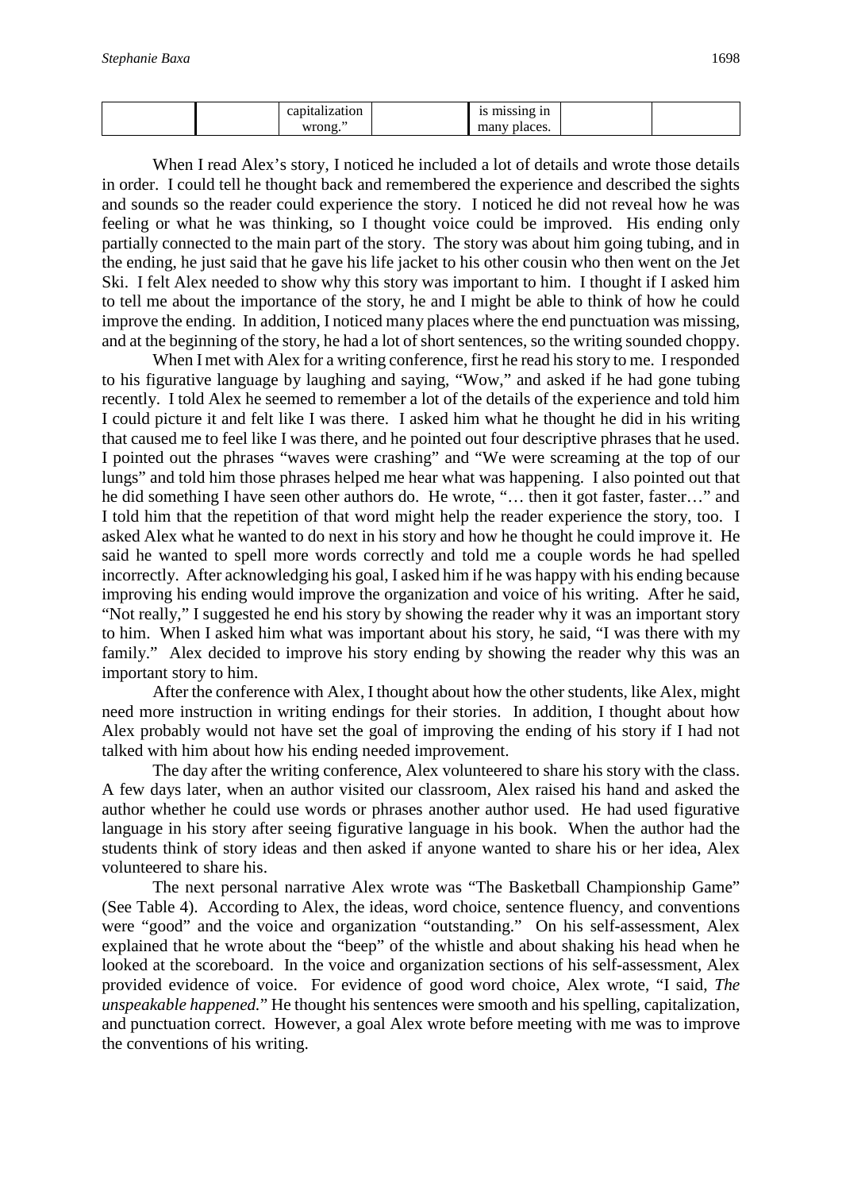|  |  | capitalization wrong." |  | is missing in many places. |  |  |
|---|---|---|---|---|---|---|

When I read Alex's story, I noticed he included a lot of details and wrote those details in order. I could tell he thought back and remembered the experience and described the sights and sounds so the reader could experience the story. I noticed he did not reveal how he was feeling or what he was thinking, so I thought voice could be improved. His ending only partially connected to the main part of the story. The story was about him going tubing, and in the ending, he just said that he gave his life jacket to his other cousin who then went on the Jet Ski. I felt Alex needed to show why this story was important to him. I thought if I asked him to tell me about the importance of the story, he and I might be able to think of how he could improve the ending. In addition, I noticed many places where the end punctuation was missing, and at the beginning of the story, he had a lot of short sentences, so the writing sounded choppy.

When I met with Alex for a writing conference, first he read his story to me. I responded to his figurative language by laughing and saying, "Wow," and asked if he had gone tubing recently. I told Alex he seemed to remember a lot of the details of the experience and told him I could picture it and felt like I was there. I asked him what he thought he did in his writing that caused me to feel like I was there, and he pointed out four descriptive phrases that he used. I pointed out the phrases "waves were crashing" and "We were screaming at the top of our lungs" and told him those phrases helped me hear what was happening. I also pointed out that he did something I have seen other authors do. He wrote, "… then it got faster, faster…" and I told him that the repetition of that word might help the reader experience the story, too. I asked Alex what he wanted to do next in his story and how he thought he could improve it. He said he wanted to spell more words correctly and told me a couple words he had spelled incorrectly. After acknowledging his goal, I asked him if he was happy with his ending because improving his ending would improve the organization and voice of his writing. After he said, "Not really," I suggested he end his story by showing the reader why it was an important story to him. When I asked him what was important about his story, he said, "I was there with my family." Alex decided to improve his story ending by showing the reader why this was an important story to him.

After the conference with Alex, I thought about how the other students, like Alex, might need more instruction in writing endings for their stories. In addition, I thought about how Alex probably would not have set the goal of improving the ending of his story if I had not talked with him about how his ending needed improvement.

The day after the writing conference, Alex volunteered to share his story with the class. A few days later, when an author visited our classroom, Alex raised his hand and asked the author whether he could use words or phrases another author used. He had used figurative language in his story after seeing figurative language in his book. When the author had the students think of story ideas and then asked if anyone wanted to share his or her idea, Alex volunteered to share his.

The next personal narrative Alex wrote was "The Basketball Championship Game" (See Table 4). According to Alex, the ideas, word choice, sentence fluency, and conventions were "good" and the voice and organization "outstanding." On his self-assessment, Alex explained that he wrote about the "beep" of the whistle and about shaking his head when he looked at the scoreboard. In the voice and organization sections of his self-assessment, Alex provided evidence of voice. For evidence of good word choice, Alex wrote, "I said, *The unspeakable happened.*" He thought his sentences were smooth and his spelling, capitalization, and punctuation correct. However, a goal Alex wrote before meeting with me was to improve the conventions of his writing.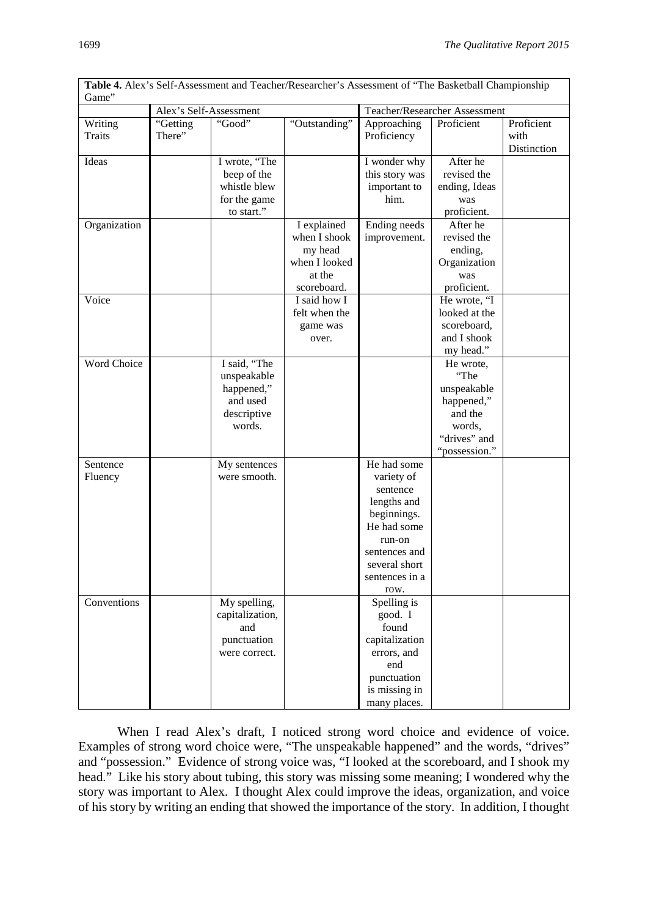**Table 4.** Alex's Self-Assessment and Teacher/Researcher's Assessment of "The Basketball Championship Game"

| | Alex's Self-Assessment | | | Teacher/Researcher Assessment | | |
|---|---|---|---|---|---|---|
| Writing Traits | "Getting There" | "Good" | "Outstanding" | Approaching Proficiency | Proficient | Proficient with Distinction |
| Ideas | | I wrote, "The beep of the whistle blew for the game to start." | | I wonder why this story was important to him. | After he revised the ending, Ideas was proficient. | |
| Organization | | | I explained when I shook my head when I looked at the scoreboard. | Ending needs improvement. | After he revised the ending, Organization was proficient. | |
| Voice | | | I said how I felt when the game was over. | | He wrote, "I looked at the scoreboard, and I shook my head." | |
| Word Choice | | I said, "The unspeakable happened," and used descriptive words. | | | He wrote, "The unspeakable happened," and the words, "drives" and "possession." | |
| Sentence Fluency | | My sentences were smooth. | | He had some variety of sentence lengths and beginnings. He had some run-on sentences and several short sentences in a row. | | |
| Conventions | | My spelling, capitalization, and punctuation were correct. | | Spelling is good. I found capitalization errors, and end punctuation is missing in many places. | | |

When I read Alex's draft, I noticed strong word choice and evidence of voice. Examples of strong word choice were, "The unspeakable happened" and the words, "drives" and "possession." Evidence of strong voice was, "I looked at the scoreboard, and I shook my head." Like his story about tubing, this story was missing some meaning; I wondered why the story was important to Alex. I thought Alex could improve the ideas, organization, and voice of his story by writing an ending that showed the importance of the story. In addition, I thought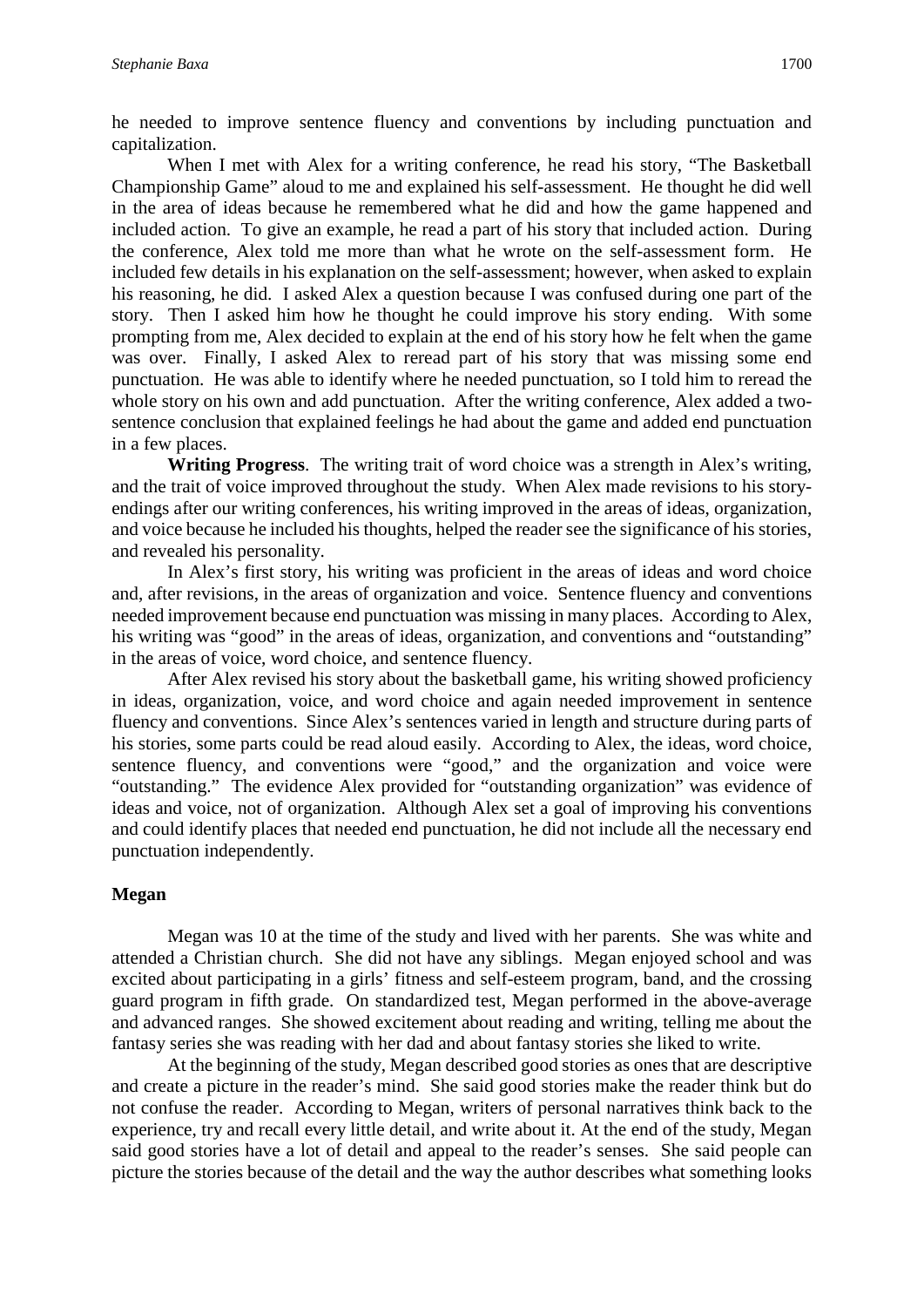he needed to improve sentence fluency and conventions by including punctuation and capitalization.

When I met with Alex for a writing conference, he read his story, "The Basketball Championship Game" aloud to me and explained his self-assessment. He thought he did well in the area of ideas because he remembered what he did and how the game happened and included action. To give an example, he read a part of his story that included action. During the conference, Alex told me more than what he wrote on the self-assessment form. He included few details in his explanation on the self-assessment; however, when asked to explain his reasoning, he did. I asked Alex a question because I was confused during one part of the story. Then I asked him how he thought he could improve his story ending. With some prompting from me, Alex decided to explain at the end of his story how he felt when the game was over. Finally, I asked Alex to reread part of his story that was missing some end punctuation. He was able to identify where he needed punctuation, so I told him to reread the whole story on his own and add punctuation. After the writing conference, Alex added a two-sentence conclusion that explained feelings he had about the game and added end punctuation in a few places.

**Writing Progress**. The writing trait of word choice was a strength in Alex's writing, and the trait of voice improved throughout the study. When Alex made revisions to his story-endings after our writing conferences, his writing improved in the areas of ideas, organization, and voice because he included his thoughts, helped the reader see the significance of his stories, and revealed his personality.

In Alex's first story, his writing was proficient in the areas of ideas and word choice and, after revisions, in the areas of organization and voice. Sentence fluency and conventions needed improvement because end punctuation was missing in many places. According to Alex, his writing was "good" in the areas of ideas, organization, and conventions and "outstanding" in the areas of voice, word choice, and sentence fluency.

After Alex revised his story about the basketball game, his writing showed proficiency in ideas, organization, voice, and word choice and again needed improvement in sentence fluency and conventions. Since Alex's sentences varied in length and structure during parts of his stories, some parts could be read aloud easily. According to Alex, the ideas, word choice, sentence fluency, and conventions were "good," and the organization and voice were "outstanding." The evidence Alex provided for "outstanding organization" was evidence of ideas and voice, not of organization. Although Alex set a goal of improving his conventions and could identify places that needed end punctuation, he did not include all the necessary end punctuation independently.

### Megan

Megan was 10 at the time of the study and lived with her parents. She was white and attended a Christian church. She did not have any siblings. Megan enjoyed school and was excited about participating in a girls' fitness and self-esteem program, band, and the crossing guard program in fifth grade. On standardized test, Megan performed in the above-average and advanced ranges. She showed excitement about reading and writing, telling me about the fantasy series she was reading with her dad and about fantasy stories she liked to write.

At the beginning of the study, Megan described good stories as ones that are descriptive and create a picture in the reader's mind. She said good stories make the reader think but do not confuse the reader. According to Megan, writers of personal narratives think back to the experience, try and recall every little detail, and write about it. At the end of the study, Megan said good stories have a lot of detail and appeal to the reader's senses. She said people can picture the stories because of the detail and the way the author describes what something looks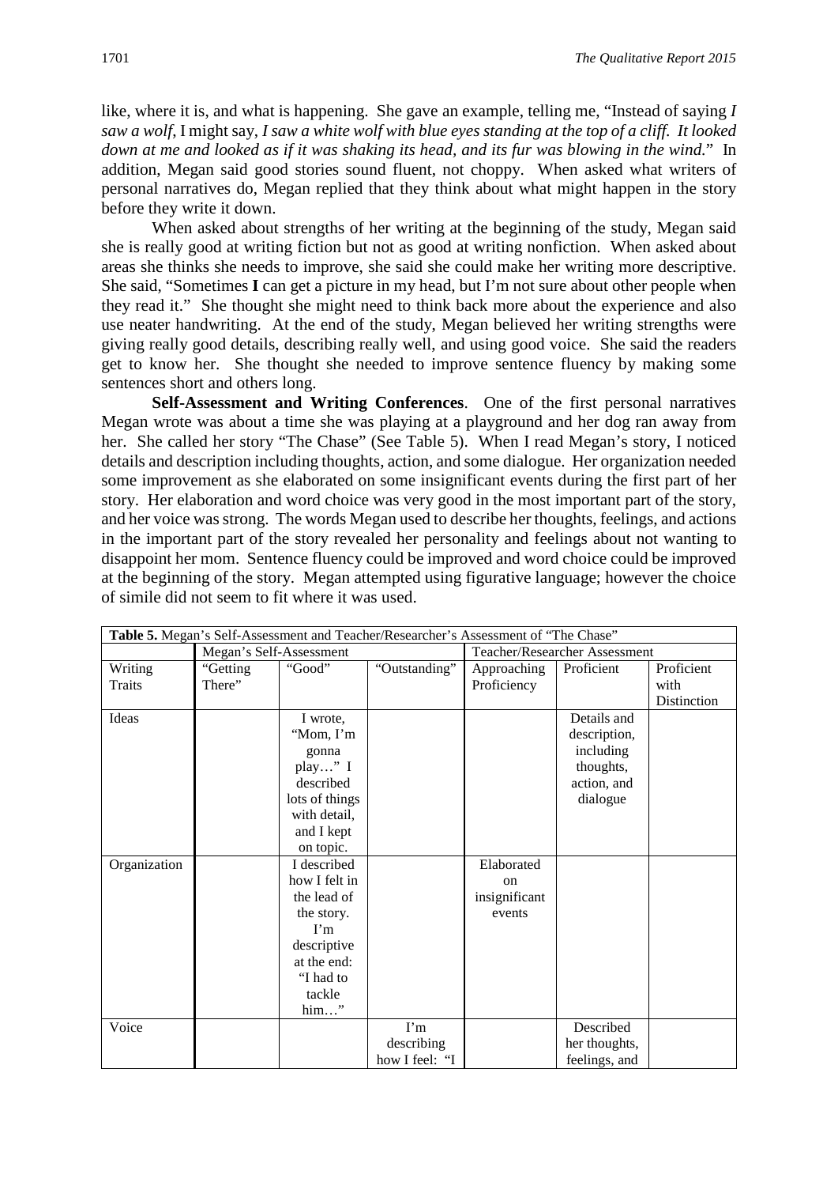like, where it is, and what is happening. She gave an example, telling me, "Instead of saying *I saw a wolf*, I might say, *I saw a white wolf with blue eyes standing at the top of a cliff. It looked down at me and looked as if it was shaking its head, and its fur was blowing in the wind.*" In addition, Megan said good stories sound fluent, not choppy. When asked what writers of personal narratives do, Megan replied that they think about what might happen in the story before they write it down.

When asked about strengths of her writing at the beginning of the study, Megan said she is really good at writing fiction but not as good at writing nonfiction. When asked about areas she thinks she needs to improve, she said she could make her writing more descriptive. She said, "Sometimes **I** can get a picture in my head, but I'm not sure about other people when they read it." She thought she might need to think back more about the experience and also use neater handwriting. At the end of the study, Megan believed her writing strengths were giving really good details, describing really well, and using good voice. She said the readers get to know her. She thought she needed to improve sentence fluency by making some sentences short and others long.

**Self-Assessment and Writing Conferences**. One of the first personal narratives Megan wrote was about a time she was playing at a playground and her dog ran away from her. She called her story "The Chase" (See Table 5). When I read Megan's story, I noticed details and description including thoughts, action, and some dialogue. Her organization needed some improvement as she elaborated on some insignificant events during the first part of her story. Her elaboration and word choice was very good in the most important part of the story, and her voice was strong. The words Megan used to describe her thoughts, feelings, and actions in the important part of the story revealed her personality and feelings about not wanting to disappoint her mom. Sentence fluency could be improved and word choice could be improved at the beginning of the story. Megan attempted using figurative language; however the choice of simile did not seem to fit where it was used.

**Table 5.** Megan's Self-Assessment and Teacher/Researcher's Assessment of "The Chase"

| | Megan's Self-Assessment | | | Teacher/Researcher Assessment | | |
|---|---|---|---|---|---|---|
| Writing Traits | "Getting There" | "Good" | "Outstanding" | Approaching Proficiency | Proficient | Proficient with Distinction |
| Ideas | | I wrote, "Mom, I'm gonna play…" I described lots of things with detail, and I kept on topic. | | | Details and description, including thoughts, action, and dialogue | |
| Organization | | I described how I felt in the lead of the story. I'm descriptive at the end: "I had to tackle him…" | | Elaborated on insignificant events | | |
| Voice | | | I'm describing how I feel: "I | | Described her thoughts, feelings, and | |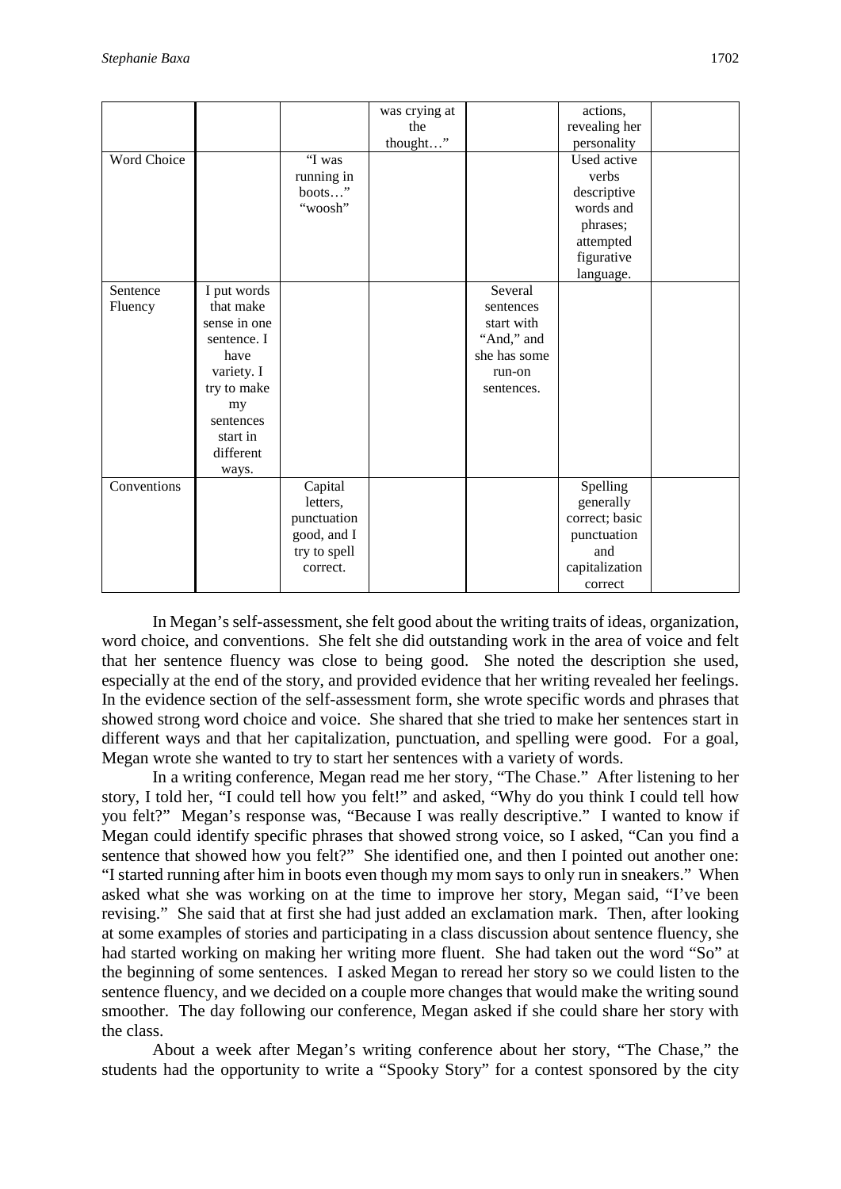| | | | | | | |
|---|---|---|---|---|---|---|
| | | | was crying at the thought…" | | actions, revealing her personality | |
| Word Choice | | "I was running in boots…" "woosh" | | | Used active verbs descriptive words and phrases; attempted figurative language. | |
| Sentence Fluency | I put words that make sense in one sentence. I have variety. I try to make my sentences start in different ways. | | | Several sentences start with "And," and she has some run-on sentences. | | |
| Conventions | | Capital letters, punctuation good, and I try to spell correct. | | | Spelling generally correct; basic punctuation and capitalization correct | |

In Megan's self-assessment, she felt good about the writing traits of ideas, organization, word choice, and conventions. She felt she did outstanding work in the area of voice and felt that her sentence fluency was close to being good. She noted the description she used, especially at the end of the story, and provided evidence that her writing revealed her feelings. In the evidence section of the self-assessment form, she wrote specific words and phrases that showed strong word choice and voice. She shared that she tried to make her sentences start in different ways and that her capitalization, punctuation, and spelling were good. For a goal, Megan wrote she wanted to try to start her sentences with a variety of words.

In a writing conference, Megan read me her story, "The Chase." After listening to her story, I told her, "I could tell how you felt!" and asked, "Why do you think I could tell how you felt?" Megan's response was, "Because I was really descriptive." I wanted to know if Megan could identify specific phrases that showed strong voice, so I asked, "Can you find a sentence that showed how you felt?" She identified one, and then I pointed out another one: "I started running after him in boots even though my mom says to only run in sneakers." When asked what she was working on at the time to improve her story, Megan said, "I've been revising." She said that at first she had just added an exclamation mark. Then, after looking at some examples of stories and participating in a class discussion about sentence fluency, she had started working on making her writing more fluent. She had taken out the word "So" at the beginning of some sentences. I asked Megan to reread her story so we could listen to the sentence fluency, and we decided on a couple more changes that would make the writing sound smoother. The day following our conference, Megan asked if she could share her story with the class.

About a week after Megan's writing conference about her story, "The Chase," the students had the opportunity to write a "Spooky Story" for a contest sponsored by the city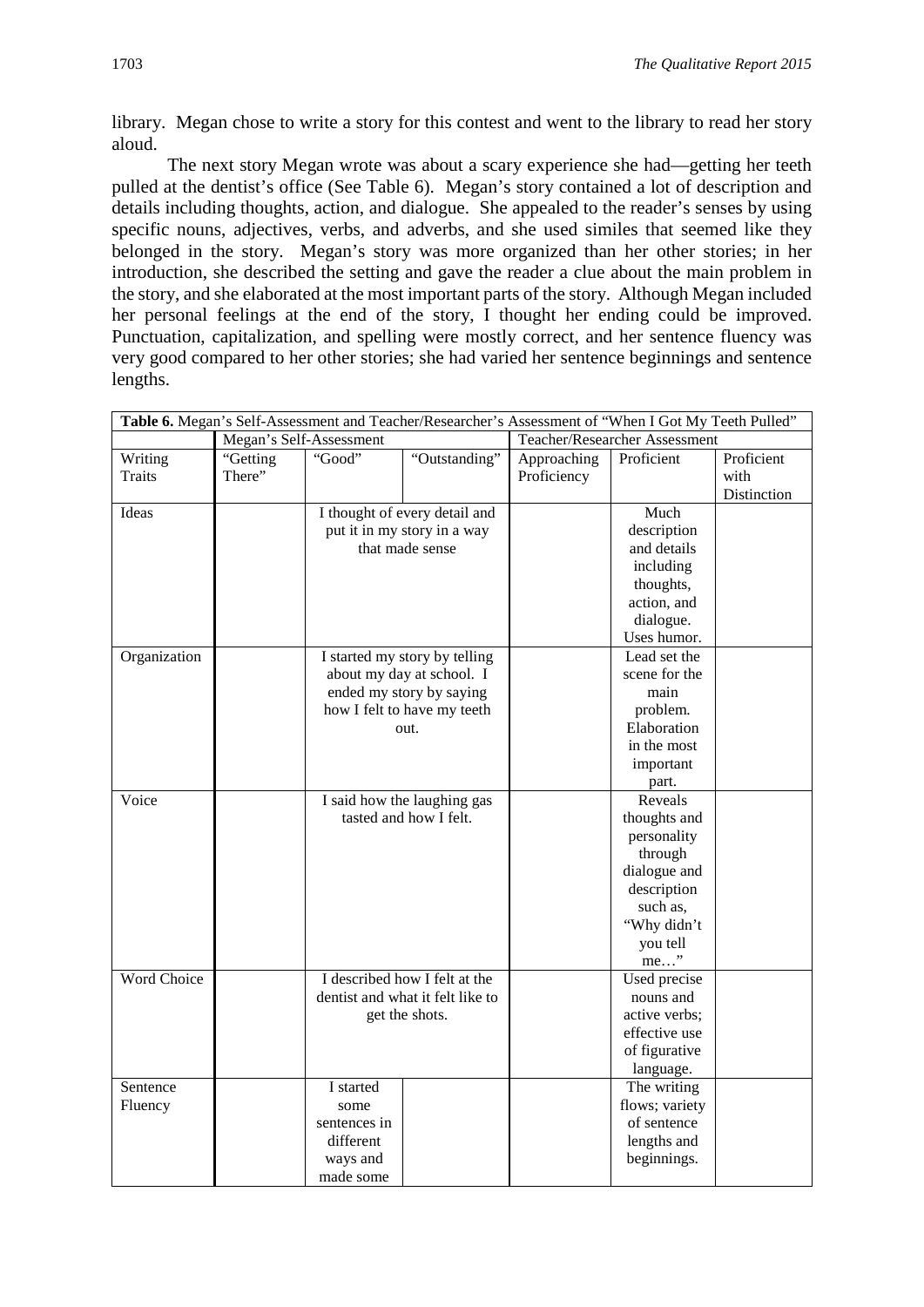library. Megan chose to write a story for this contest and went to the library to read her story aloud.

The next story Megan wrote was about a scary experience she had—getting her teeth pulled at the dentist's office (See Table 6). Megan's story contained a lot of description and details including thoughts, action, and dialogue. She appealed to the reader's senses by using specific nouns, adjectives, verbs, and adverbs, and she used similes that seemed like they belonged in the story. Megan's story was more organized than her other stories; in her introduction, she described the setting and gave the reader a clue about the main problem in the story, and she elaborated at the most important parts of the story. Although Megan included her personal feelings at the end of the story, I thought her ending could be improved. Punctuation, capitalization, and spelling were mostly correct, and her sentence fluency was very good compared to her other stories; she had varied her sentence beginnings and sentence lengths.

**Table 6.** Megan's Self-Assessment and Teacher/Researcher's Assessment of "When I Got My Teeth Pulled"

| | Megan's Self-Assessment | | | Teacher/Researcher Assessment | | |
|---|---|---|---|---|---|---|
| Writing Traits | "Getting There" | "Good" | "Outstanding" | Approaching Proficiency | Proficient | Proficient with Distinction |
| Ideas | | I thought of every detail and put it in my story in a way that made sense | | | Much description and details including thoughts, action, and dialogue. Uses humor. | |
| Organization | | I started my story by telling about my day at school. I ended my story by saying how I felt to have my teeth out. | | | Lead set the scene for the main problem. Elaboration in the most important part. | |
| Voice | | I said how the laughing gas tasted and how I felt. | | | Reveals thoughts and personality through dialogue and description such as, "Why didn't you tell me…" | |
| Word Choice | | I described how I felt at the dentist and what it felt like to get the shots. | | | Used precise nouns and active verbs; effective use of figurative language. | |
| Sentence Fluency | | I started some sentences in different ways and made some | | | The writing flows; variety of sentence lengths and beginnings. | |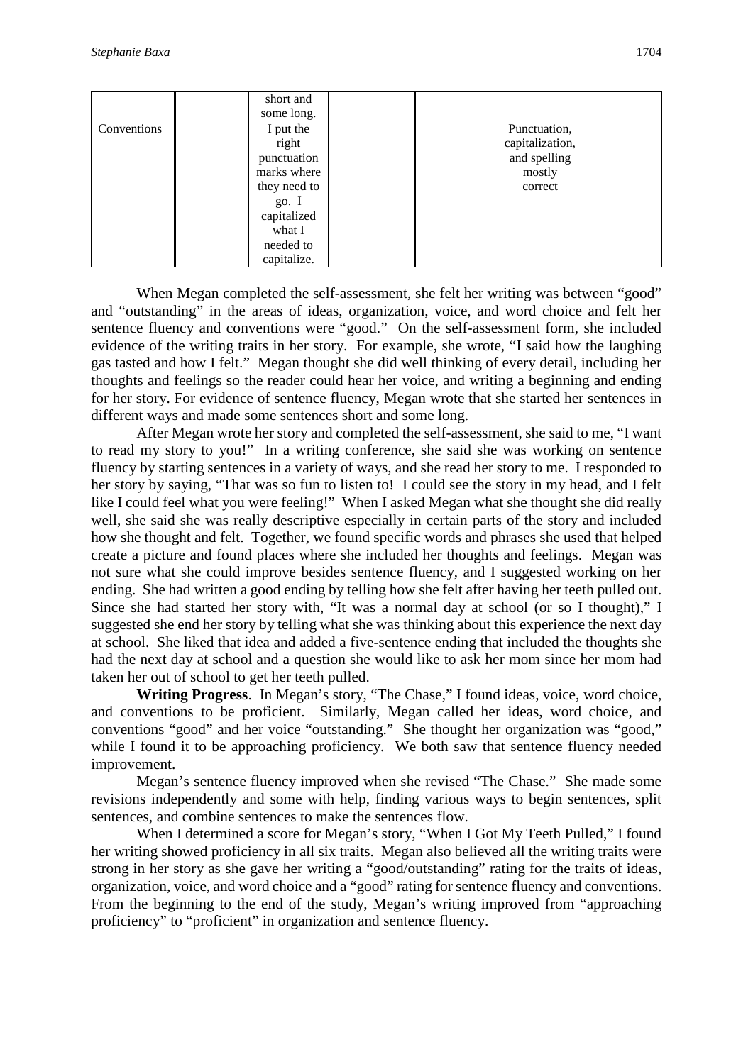|  |  | short and some long. |  |  |  |  |
| --- | --- | --- | --- | --- | --- | --- |
| Conventions |  | I put the right punctuation marks where they need to go. I capitalized what I needed to capitalize. |  |  | Punctuation, capitalization, and spelling mostly correct |  |

When Megan completed the self-assessment, she felt her writing was between "good" and "outstanding" in the areas of ideas, organization, voice, and word choice and felt her sentence fluency and conventions were "good." On the self-assessment form, she included evidence of the writing traits in her story. For example, she wrote, "I said how the laughing gas tasted and how I felt." Megan thought she did well thinking of every detail, including her thoughts and feelings so the reader could hear her voice, and writing a beginning and ending for her story. For evidence of sentence fluency, Megan wrote that she started her sentences in different ways and made some sentences short and some long.

After Megan wrote her story and completed the self-assessment, she said to me, "I want to read my story to you!" In a writing conference, she said she was working on sentence fluency by starting sentences in a variety of ways, and she read her story to me. I responded to her story by saying, "That was so fun to listen to! I could see the story in my head, and I felt like I could feel what you were feeling!" When I asked Megan what she thought she did really well, she said she was really descriptive especially in certain parts of the story and included how she thought and felt. Together, we found specific words and phrases she used that helped create a picture and found places where she included her thoughts and feelings. Megan was not sure what she could improve besides sentence fluency, and I suggested working on her ending. She had written a good ending by telling how she felt after having her teeth pulled out. Since she had started her story with, "It was a normal day at school (or so I thought)," I suggested she end her story by telling what she was thinking about this experience the next day at school. She liked that idea and added a five-sentence ending that included the thoughts she had the next day at school and a question she would like to ask her mom since her mom had taken her out of school to get her teeth pulled.

**Writing Progress**. In Megan's story, "The Chase," I found ideas, voice, word choice, and conventions to be proficient. Similarly, Megan called her ideas, word choice, and conventions "good" and her voice "outstanding." She thought her organization was "good," while I found it to be approaching proficiency. We both saw that sentence fluency needed improvement.

Megan's sentence fluency improved when she revised "The Chase." She made some revisions independently and some with help, finding various ways to begin sentences, split sentences, and combine sentences to make the sentences flow.

When I determined a score for Megan's story, "When I Got My Teeth Pulled," I found her writing showed proficiency in all six traits. Megan also believed all the writing traits were strong in her story as she gave her writing a "good/outstanding" rating for the traits of ideas, organization, voice, and word choice and a "good" rating for sentence fluency and conventions. From the beginning to the end of the study, Megan's writing improved from "approaching proficiency" to "proficient" in organization and sentence fluency.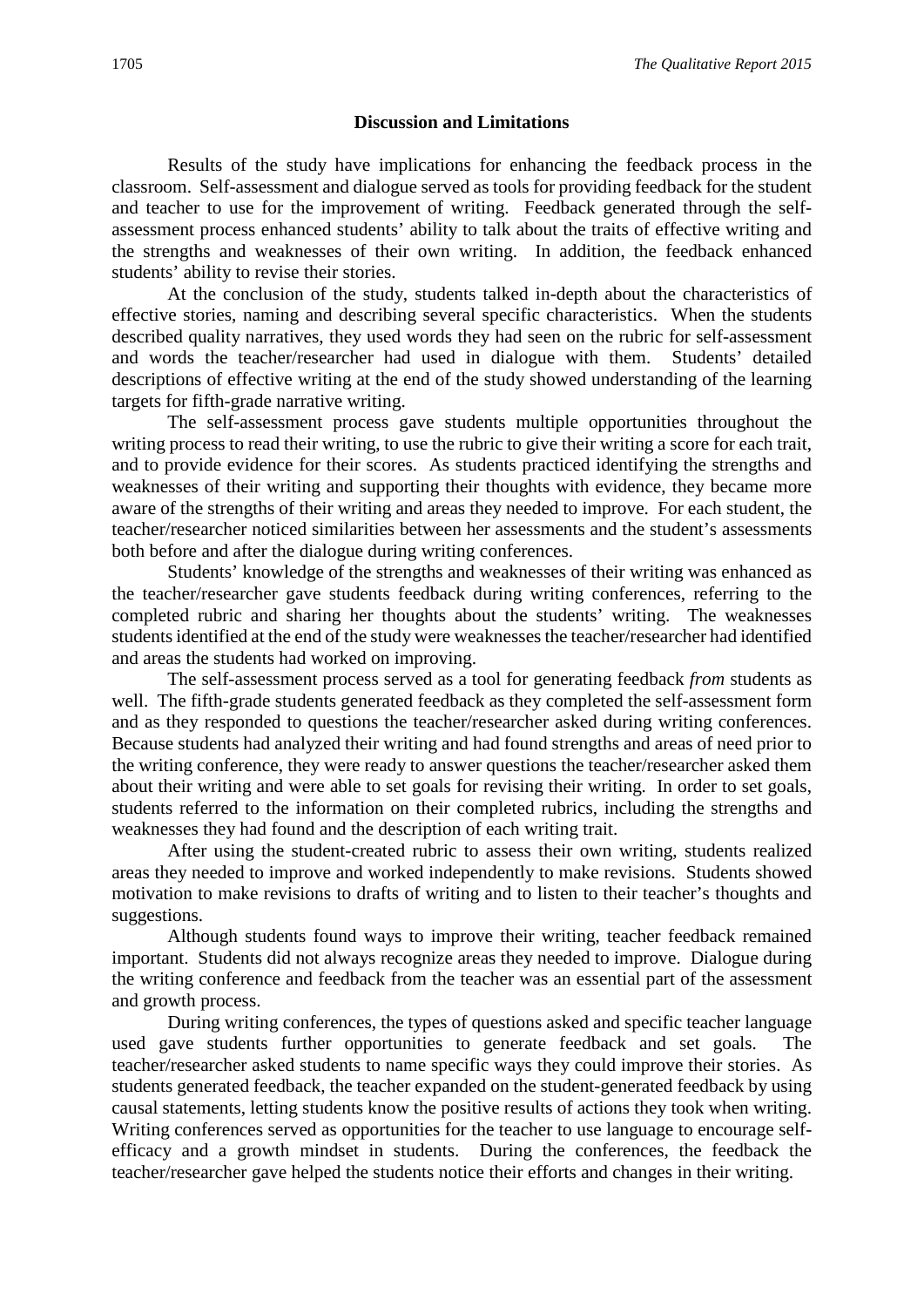## Discussion and Limitations

Results of the study have implications for enhancing the feedback process in the classroom. Self-assessment and dialogue served as tools for providing feedback for the student and teacher to use for the improvement of writing. Feedback generated through the self-assessment process enhanced students' ability to talk about the traits of effective writing and the strengths and weaknesses of their own writing. In addition, the feedback enhanced students' ability to revise their stories.

At the conclusion of the study, students talked in-depth about the characteristics of effective stories, naming and describing several specific characteristics. When the students described quality narratives, they used words they had seen on the rubric for self-assessment and words the teacher/researcher had used in dialogue with them. Students' detailed descriptions of effective writing at the end of the study showed understanding of the learning targets for fifth-grade narrative writing.

The self-assessment process gave students multiple opportunities throughout the writing process to read their writing, to use the rubric to give their writing a score for each trait, and to provide evidence for their scores. As students practiced identifying the strengths and weaknesses of their writing and supporting their thoughts with evidence, they became more aware of the strengths of their writing and areas they needed to improve. For each student, the teacher/researcher noticed similarities between her assessments and the student's assessments both before and after the dialogue during writing conferences.

Students' knowledge of the strengths and weaknesses of their writing was enhanced as the teacher/researcher gave students feedback during writing conferences, referring to the completed rubric and sharing her thoughts about the students' writing. The weaknesses students identified at the end of the study were weaknesses the teacher/researcher had identified and areas the students had worked on improving.

The self-assessment process served as a tool for generating feedback *from* students as well. The fifth-grade students generated feedback as they completed the self-assessment form and as they responded to questions the teacher/researcher asked during writing conferences. Because students had analyzed their writing and had found strengths and areas of need prior to the writing conference, they were ready to answer questions the teacher/researcher asked them about their writing and were able to set goals for revising their writing. In order to set goals, students referred to the information on their completed rubrics, including the strengths and weaknesses they had found and the description of each writing trait.

After using the student-created rubric to assess their own writing, students realized areas they needed to improve and worked independently to make revisions. Students showed motivation to make revisions to drafts of writing and to listen to their teacher's thoughts and suggestions.

Although students found ways to improve their writing, teacher feedback remained important. Students did not always recognize areas they needed to improve. Dialogue during the writing conference and feedback from the teacher was an essential part of the assessment and growth process.

During writing conferences, the types of questions asked and specific teacher language used gave students further opportunities to generate feedback and set goals. The teacher/researcher asked students to name specific ways they could improve their stories. As students generated feedback, the teacher expanded on the student-generated feedback by using causal statements, letting students know the positive results of actions they took when writing. Writing conferences served as opportunities for the teacher to use language to encourage self-efficacy and a growth mindset in students. During the conferences, the feedback the teacher/researcher gave helped the students notice their efforts and changes in their writing.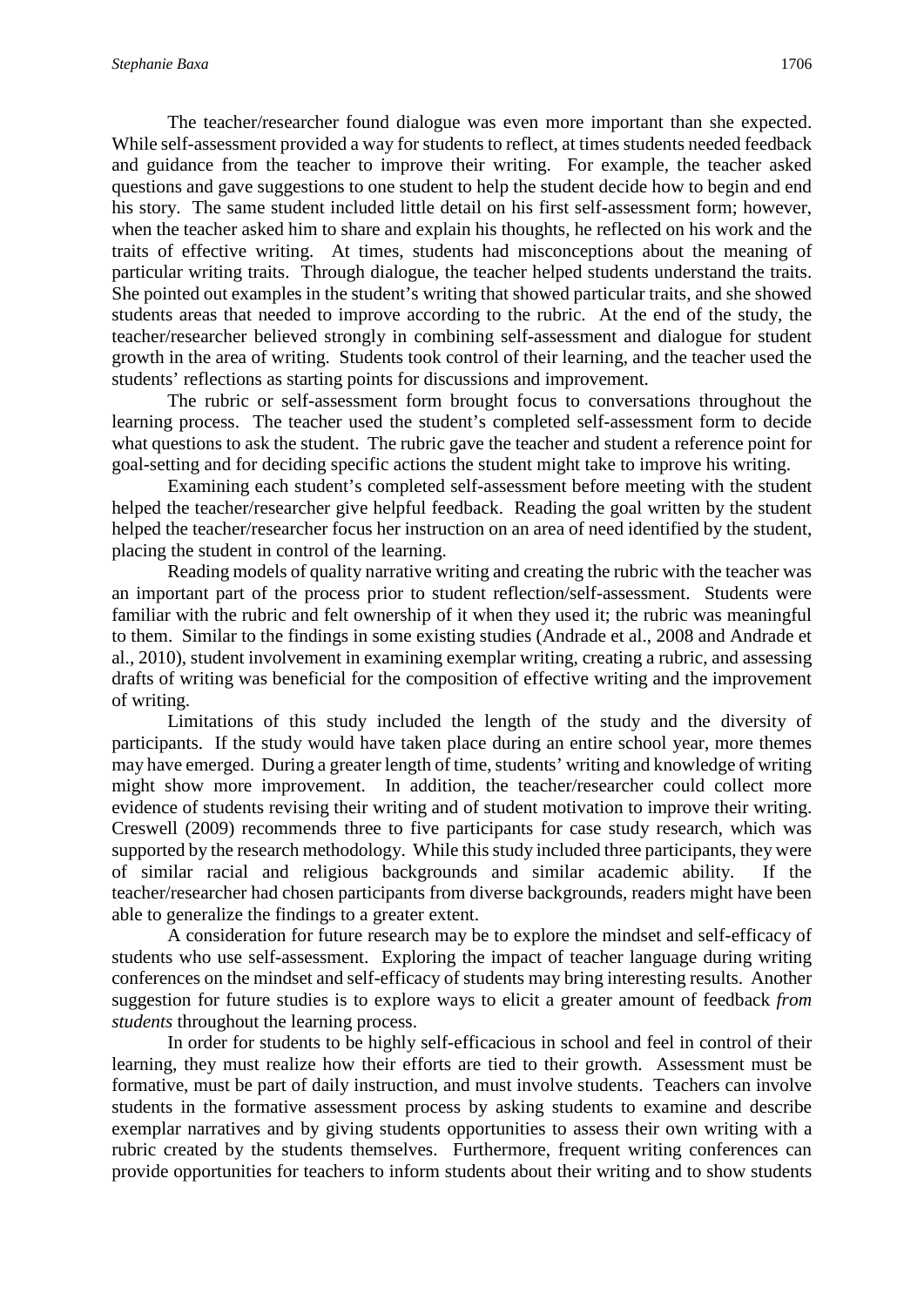The teacher/researcher found dialogue was even more important than she expected. While self-assessment provided a way for students to reflect, at times students needed feedback and guidance from the teacher to improve their writing. For example, the teacher asked questions and gave suggestions to one student to help the student decide how to begin and end his story. The same student included little detail on his first self-assessment form; however, when the teacher asked him to share and explain his thoughts, he reflected on his work and the traits of effective writing. At times, students had misconceptions about the meaning of particular writing traits. Through dialogue, the teacher helped students understand the traits. She pointed out examples in the student's writing that showed particular traits, and she showed students areas that needed to improve according to the rubric. At the end of the study, the teacher/researcher believed strongly in combining self-assessment and dialogue for student growth in the area of writing. Students took control of their learning, and the teacher used the students' reflections as starting points for discussions and improvement.

The rubric or self-assessment form brought focus to conversations throughout the learning process. The teacher used the student's completed self-assessment form to decide what questions to ask the student. The rubric gave the teacher and student a reference point for goal-setting and for deciding specific actions the student might take to improve his writing.

Examining each student's completed self-assessment before meeting with the student helped the teacher/researcher give helpful feedback. Reading the goal written by the student helped the teacher/researcher focus her instruction on an area of need identified by the student, placing the student in control of the learning.

Reading models of quality narrative writing and creating the rubric with the teacher was an important part of the process prior to student reflection/self-assessment. Students were familiar with the rubric and felt ownership of it when they used it; the rubric was meaningful to them. Similar to the findings in some existing studies (Andrade et al., 2008 and Andrade et al., 2010), student involvement in examining exemplar writing, creating a rubric, and assessing drafts of writing was beneficial for the composition of effective writing and the improvement of writing.

Limitations of this study included the length of the study and the diversity of participants. If the study would have taken place during an entire school year, more themes may have emerged. During a greater length of time, students' writing and knowledge of writing might show more improvement. In addition, the teacher/researcher could collect more evidence of students revising their writing and of student motivation to improve their writing. Creswell (2009) recommends three to five participants for case study research, which was supported by the research methodology. While this study included three participants, they were of similar racial and religious backgrounds and similar academic ability. If the teacher/researcher had chosen participants from diverse backgrounds, readers might have been able to generalize the findings to a greater extent.

A consideration for future research may be to explore the mindset and self-efficacy of students who use self-assessment. Exploring the impact of teacher language during writing conferences on the mindset and self-efficacy of students may bring interesting results. Another suggestion for future studies is to explore ways to elicit a greater amount of feedback *from students* throughout the learning process.

In order for students to be highly self-efficacious in school and feel in control of their learning, they must realize how their efforts are tied to their growth. Assessment must be formative, must be part of daily instruction, and must involve students. Teachers can involve students in the formative assessment process by asking students to examine and describe exemplar narratives and by giving students opportunities to assess their own writing with a rubric created by the students themselves. Furthermore, frequent writing conferences can provide opportunities for teachers to inform students about their writing and to show students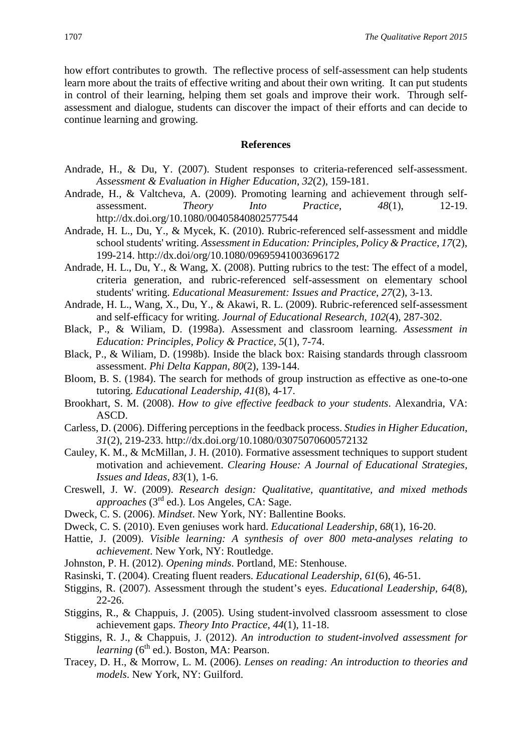how effort contributes to growth. The reflective process of self-assessment can help students learn more about the traits of effective writing and about their own writing. It can put students in control of their learning, helping them set goals and improve their work. Through self-assessment and dialogue, students can discover the impact of their efforts and can decide to continue learning and growing.

## References

Andrade, H., & Du, Y. (2007). Student responses to criteria-referenced self-assessment. *Assessment & Evaluation in Higher Education*, *32*(2), 159-181.

Andrade, H., & Valtcheva, A. (2009). Promoting learning and achievement through self-assessment. *Theory Into Practice*, *48*(1), 12-19. http://dx.doi.org/10.1080/00405840802577544

Andrade, H. L., Du, Y., & Mycek, K. (2010). Rubric-referenced self-assessment and middle school students' writing. *Assessment in Education: Principles, Policy & Practice*, *17*(2), 199-214. http://dx.doi.org/10.1080/09695941003696172

Andrade, H. L., Du, Y., & Wang, X. (2008). Putting rubrics to the test: The effect of a model, criteria generation, and rubric-referenced self-assessment on elementary school students' writing. *Educational Measurement: Issues and Practice*, *27*(2), 3-13.

Andrade, H. L., Wang, X., Du, Y., & Akawi, R. L. (2009). Rubric-referenced self-assessment and self-efficacy for writing. *Journal of Educational Research*, *102*(4), 287-302.

Black, P., & Wiliam, D. (1998a). Assessment and classroom learning. *Assessment in Education: Principles, Policy & Practice*, *5*(1), 7-74.

Black, P., & Wiliam, D. (1998b). Inside the black box: Raising standards through classroom assessment. *Phi Delta Kappan*, *80*(2), 139-144.

Bloom, B. S. (1984). The search for methods of group instruction as effective as one-to-one tutoring. *Educational Leadership*, *41*(8), 4-17.

Brookhart, S. M. (2008). *How to give effective feedback to your students*. Alexandria, VA: ASCD.

Carless, D. (2006). Differing perceptions in the feedback process. *Studies in Higher Education*, *31*(2), 219-233. http://dx.doi.org/10.1080/03075070600572132

Cauley, K. M., & McMillan, J. H. (2010). Formative assessment techniques to support student motivation and achievement. *Clearing House: A Journal of Educational Strategies, Issues and Ideas*, *83*(1), 1-6.

Creswell, J. W. (2009). *Research design: Qualitative, quantitative, and mixed methods approaches* (3rd ed.). Los Angeles, CA: Sage.

Dweck, C. S. (2006). *Mindset*. New York, NY: Ballentine Books.

Dweck, C. S. (2010). Even geniuses work hard. *Educational Leadership*, *68*(1), 16-20.

Hattie, J. (2009). *Visible learning: A synthesis of over 800 meta-analyses relating to achievement*. New York, NY: Routledge.

Johnston, P. H. (2012). *Opening minds*. Portland, ME: Stenhouse.

Rasinski, T. (2004). Creating fluent readers. *Educational Leadership*, *61*(6), 46-51.

Stiggins, R. (2007). Assessment through the student's eyes. *Educational Leadership*, *64*(8), 22-26.

Stiggins, R., & Chappuis, J. (2005). Using student-involved classroom assessment to close achievement gaps. *Theory Into Practice*, *44*(1), 11-18.

Stiggins, R. J., & Chappuis, J. (2012). *An introduction to student-involved assessment for learning* (6th ed.). Boston, MA: Pearson.

Tracey, D. H., & Morrow, L. M. (2006). *Lenses on reading: An introduction to theories and models*. New York, NY: Guilford.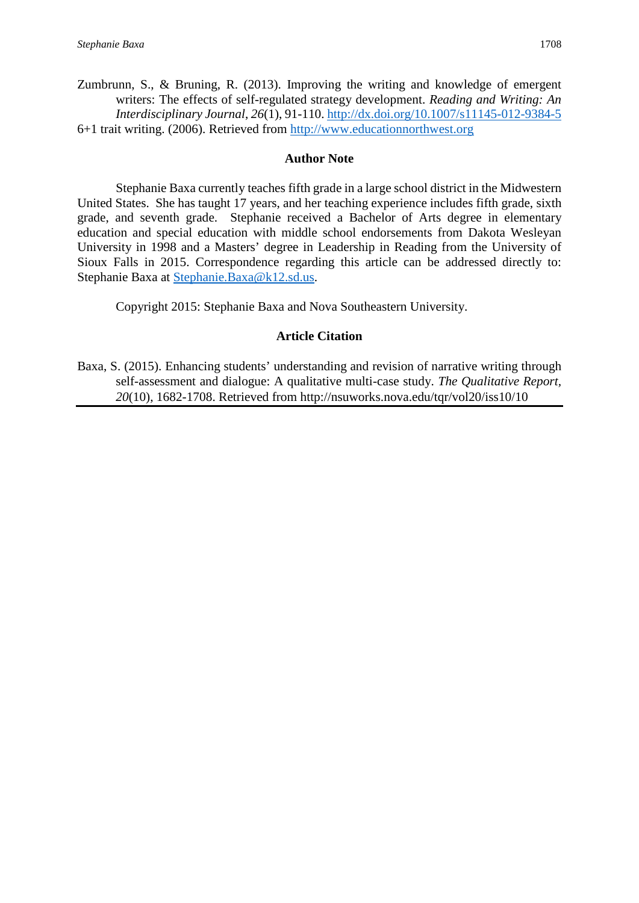Zumbrunn, S., & Bruning, R. (2013). Improving the writing and knowledge of emergent writers: The effects of self-regulated strategy development. *Reading and Writing: An Interdisciplinary Journal*, *26*(1), 91-110. http://dx.doi.org/10.1007/s11145-012-9384-5

6+1 trait writing. (2006). Retrieved from http://www.educationnorthwest.org

## Author Note

Stephanie Baxa currently teaches fifth grade in a large school district in the Midwestern United States. She has taught 17 years, and her teaching experience includes fifth grade, sixth grade, and seventh grade. Stephanie received a Bachelor of Arts degree in elementary education and special education with middle school endorsements from Dakota Wesleyan University in 1998 and a Masters' degree in Leadership in Reading from the University of Sioux Falls in 2015. Correspondence regarding this article can be addressed directly to: Stephanie Baxa at Stephanie.Baxa@k12.sd.us.

Copyright 2015: Stephanie Baxa and Nova Southeastern University.

## Article Citation

Baxa, S. (2015). Enhancing students' understanding and revision of narrative writing through self-assessment and dialogue: A qualitative multi-case study. *The Qualitative Report*, *20*(10), 1682-1708. Retrieved from http://nsuworks.nova.edu/tqr/vol20/iss10/10